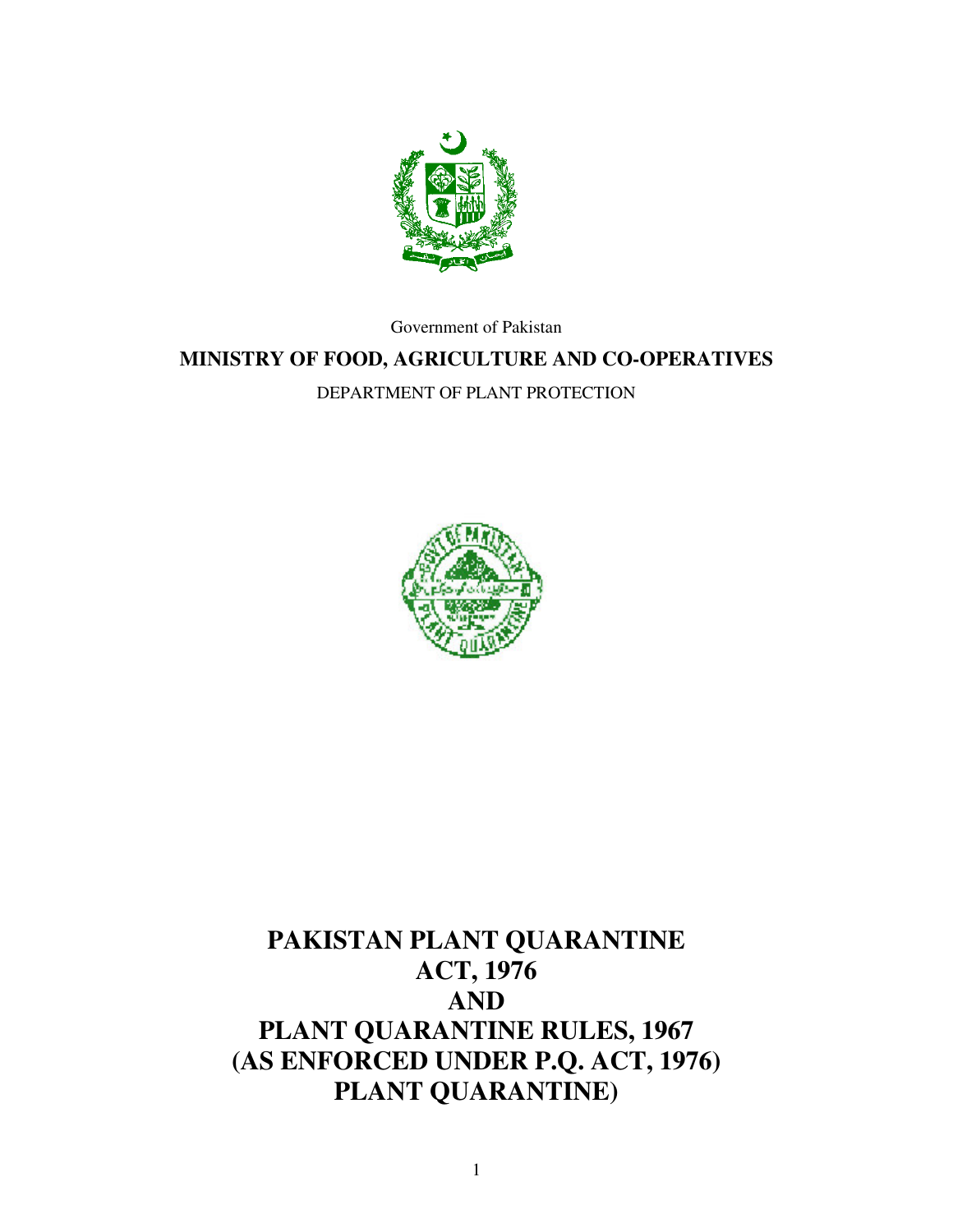Government of Pakistan

**MINISTRY OF FOOD, AGRICULTURE AND CO-OPERATIVES**

DEPARTMENT OF PLANT PROTECTION

# PAKISTAN PLANT QUARANTINE ACT, 1976 AND PLANT QUARANTINE RULES, 1967 (AS ENFORCED UNDER P.Q. ACT, 1976) PLANT QUARANTINE)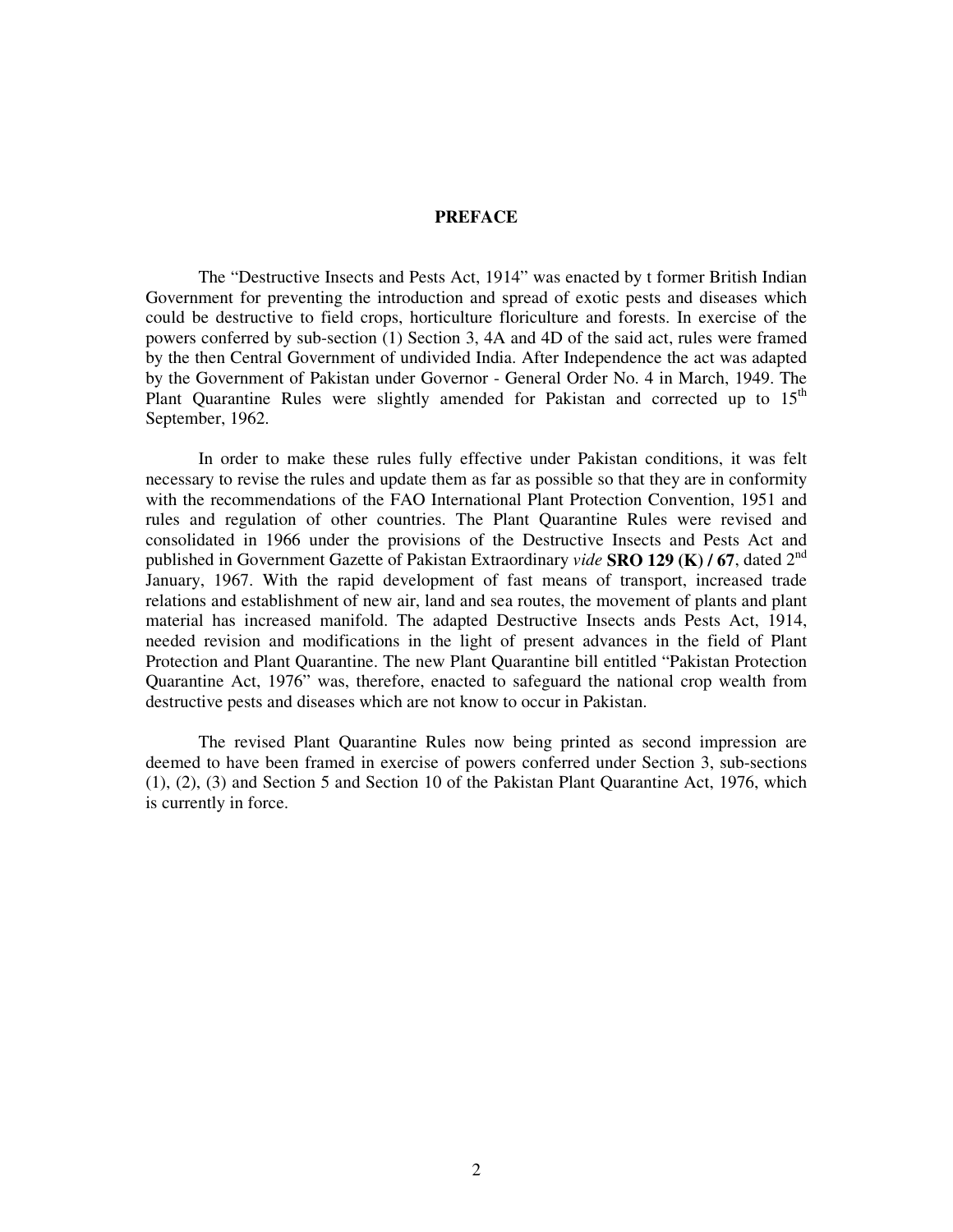# PREFACE

The "Destructive Insects and Pests Act, 1914" was enacted by t former British Indian Government for preventing the introduction and spread of exotic pests and diseases which could be destructive to field crops, horticulture floriculture and forests. In exercise of the powers conferred by sub-section (1) Section 3, 4A and 4D of the said act, rules were framed by the then Central Government of undivided India. After Independence the act was adapted by the Government of Pakistan under Governor - General Order No. 4 in March, 1949. The Plant Quarantine Rules were slightly amended for Pakistan and corrected up to 15th September, 1962.

In order to make these rules fully effective under Pakistan conditions, it was felt necessary to revise the rules and update them as far as possible so that they are in conformity with the recommendations of the FAO International Plant Protection Convention, 1951 and rules and regulation of other countries. The Plant Quarantine Rules were revised and consolidated in 1966 under the provisions of the Destructive Insects and Pests Act and published in Government Gazette of Pakistan Extraordinary *vide* **SRO 129 (K) / 67**, dated 2nd January, 1967. With the rapid development of fast means of transport, increased trade relations and establishment of new air, land and sea routes, the movement of plants and plant material has increased manifold. The adapted Destructive Insects ands Pests Act, 1914, needed revision and modifications in the light of present advances in the field of Plant Protection and Plant Quarantine. The new Plant Quarantine bill entitled "Pakistan Protection Quarantine Act, 1976" was, therefore, enacted to safeguard the national crop wealth from destructive pests and diseases which are not know to occur in Pakistan.

The revised Plant Quarantine Rules now being printed as second impression are deemed to have been framed in exercise of powers conferred under Section 3, sub-sections (1), (2), (3) and Section 5 and Section 10 of the Pakistan Plant Quarantine Act, 1976, which is currently in force.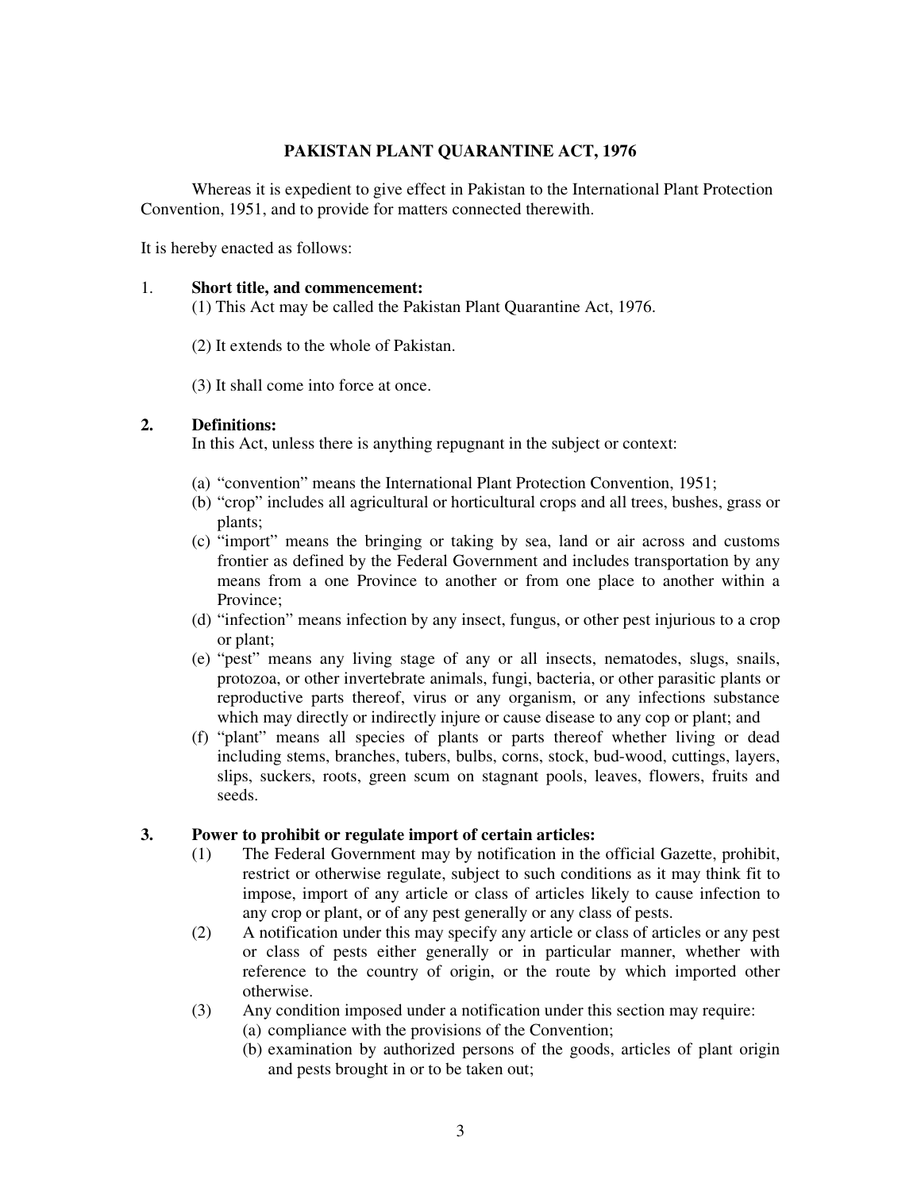# PAKISTAN PLANT QUARANTINE ACT, 1976

Whereas it is expedient to give effect in Pakistan to the International Plant Protection Convention, 1951, and to provide for matters connected therewith.

It is hereby enacted as follows:

1. **Short title, and commencement:**

   (1) This Act may be called the Pakistan Plant Quarantine Act, 1976.

   (2) It extends to the whole of Pakistan.

   (3) It shall come into force at once.

2. **Definitions:**

   In this Act, unless there is anything repugnant in the subject or context:

   (a) "convention" means the International Plant Protection Convention, 1951;
   (b) "crop" includes all agricultural or horticultural crops and all trees, bushes, grass or plants;
   (c) "import" means the bringing or taking by sea, land or air across and customs frontier as defined by the Federal Government and includes transportation by any means from a one Province to another or from one place to another within a Province;
   (d) "infection" means infection by any insect, fungus, or other pest injurious to a crop or plant;
   (e) "pest" means any living stage of any or all insects, nematodes, slugs, snails, protozoa, or other invertebrate animals, fungi, bacteria, or other parasitic plants or reproductive parts thereof, virus or any organism, or any infections substance which may directly or indirectly injure or cause disease to any cop or plant; and
   (f) "plant" means all species of plants or parts thereof whether living or dead including stems, branches, tubers, bulbs, corns, stock, bud-wood, cuttings, layers, slips, suckers, roots, green scum on stagnant pools, leaves, flowers, fruits and seeds.

3. **Power to prohibit or regulate import of certain articles:**

   (1) The Federal Government may by notification in the official Gazette, prohibit, restrict or otherwise regulate, subject to such conditions as it may think fit to impose, import of any article or class of articles likely to cause infection to any crop or plant, or of any pest generally or any class of pests.

   (2) A notification under this may specify any article or class of articles or any pest or class of pests either generally or in particular manner, whether with reference to the country of origin, or the route by which imported other otherwise.

   (3) Any condition imposed under a notification under this section may require:

   (a) compliance with the provisions of the Convention;
   (b) examination by authorized persons of the goods, articles of plant origin and pests brought in or to be taken out;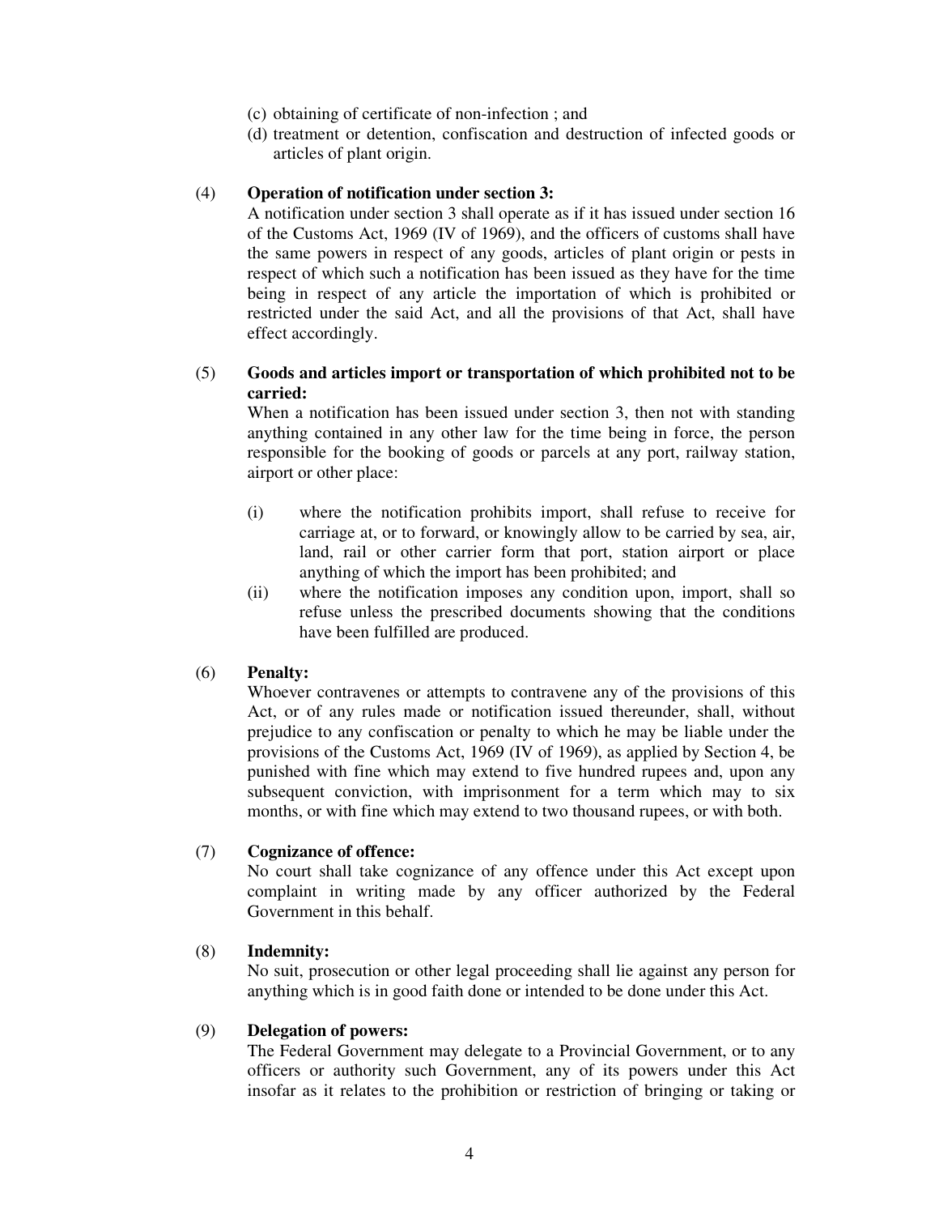(c) obtaining of certificate of non-infection ; and

(d) treatment or detention, confiscation and destruction of infected goods or articles of plant origin.

(4) **Operation of notification under section 3:**

A notification under section 3 shall operate as if it has issued under section 16 of the Customs Act, 1969 (IV of 1969), and the officers of customs shall have the same powers in respect of any goods, articles of plant origin or pests in respect of which such a notification has been issued as they have for the time being in respect of any article the importation of which is prohibited or restricted under the said Act, and all the provisions of that Act, shall have effect accordingly.

(5) **Goods and articles import or transportation of which prohibited not to be carried:**

When a notification has been issued under section 3, then not with standing anything contained in any other law for the time being in force, the person responsible for the booking of goods or parcels at any port, railway station, airport or other place:

(i) where the notification prohibits import, shall refuse to receive for carriage at, or to forward, or knowingly allow to be carried by sea, air, land, rail or other carrier form that port, station airport or place anything of which the import has been prohibited; and

(ii) where the notification imposes any condition upon, import, shall so refuse unless the prescribed documents showing that the conditions have been fulfilled are produced.

(6) **Penalty:**

Whoever contravenes or attempts to contravene any of the provisions of this Act, or of any rules made or notification issued thereunder, shall, without prejudice to any confiscation or penalty to which he may be liable under the provisions of the Customs Act, 1969 (IV of 1969), as applied by Section 4, be punished with fine which may extend to five hundred rupees and, upon any subsequent conviction, with imprisonment for a term which may to six months, or with fine which may extend to two thousand rupees, or with both.

(7) **Cognizance of offence:**

No court shall take cognizance of any offence under this Act except upon complaint in writing made by any officer authorized by the Federal Government in this behalf.

(8) **Indemnity:**

No suit, prosecution or other legal proceeding shall lie against any person for anything which is in good faith done or intended to be done under this Act.

(9) **Delegation of powers:**

The Federal Government may delegate to a Provincial Government, or to any officers or authority such Government, any of its powers under this Act insofar as it relates to the prohibition or restriction of bringing or taking or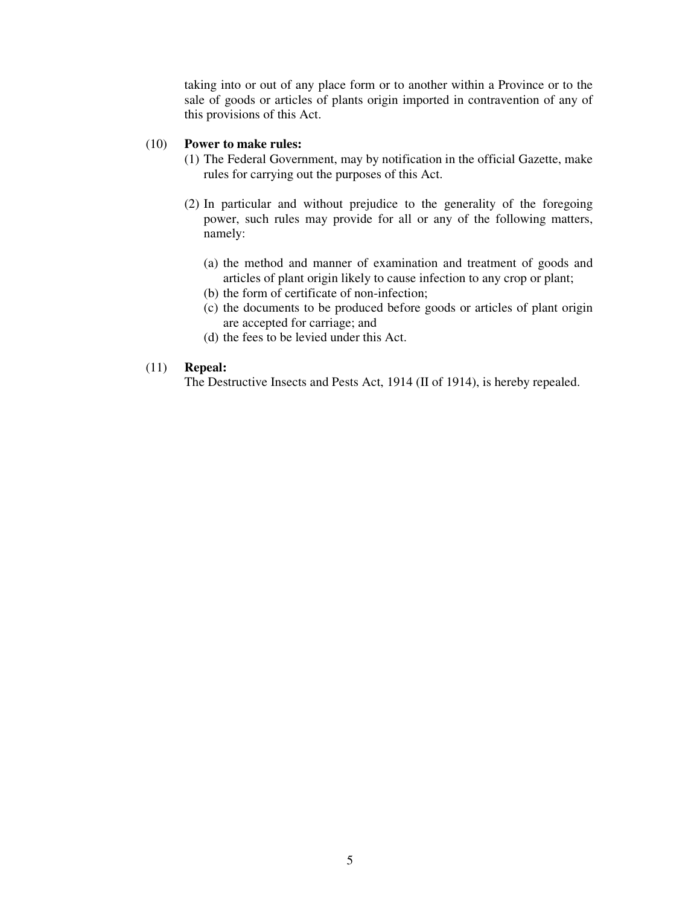taking into or out of any place form or to another within a Province or to the sale of goods or articles of plants origin imported in contravention of any of this provisions of this Act.

(10) **Power to make rules:**

(1) The Federal Government, may by notification in the official Gazette, make rules for carrying out the purposes of this Act.

(2) In particular and without prejudice to the generality of the foregoing power, such rules may provide for all or any of the following matters, namely:

(a) the method and manner of examination and treatment of goods and articles of plant origin likely to cause infection to any crop or plant;
(b) the form of certificate of non-infection;
(c) the documents to be produced before goods or articles of plant origin are accepted for carriage; and
(d) the fees to be levied under this Act.

(11) **Repeal:**

The Destructive Insects and Pests Act, 1914 (II of 1914), is hereby repealed.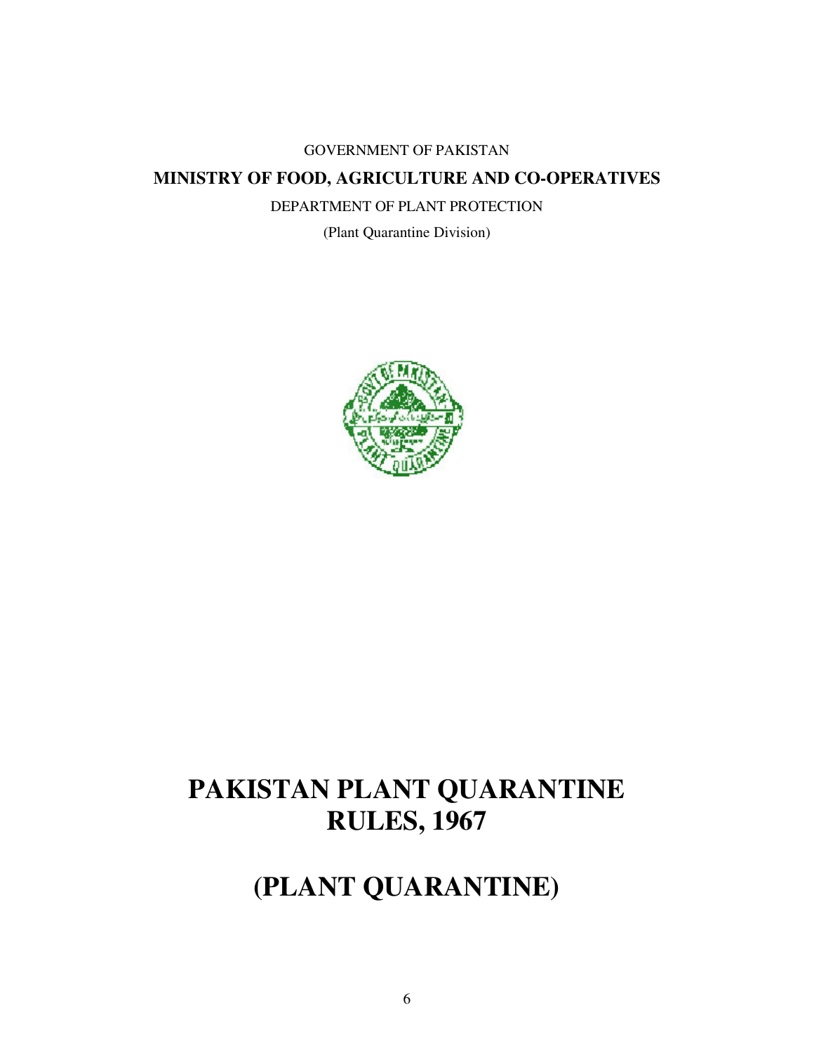GOVERNMENT OF PAKISTAN

**MINISTRY OF FOOD, AGRICULTURE AND CO-OPERATIVES**

DEPARTMENT OF PLANT PROTECTION

(Plant Quarantine Division)

# PAKISTAN PLANT QUARANTINE RULES, 1967

# (PLANT QUARANTINE)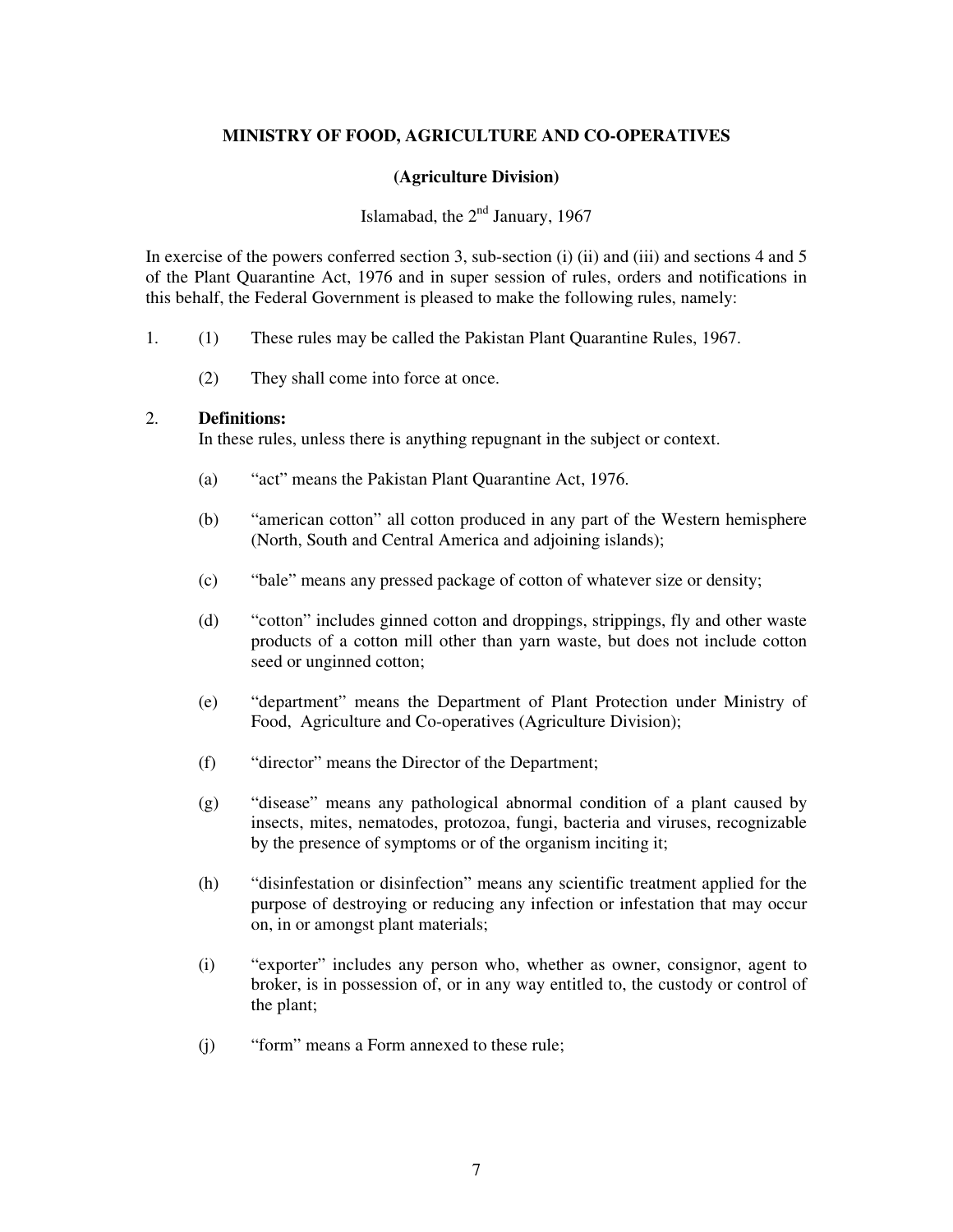**MINISTRY OF FOOD, AGRICULTURE AND CO-OPERATIVES**

**(Agriculture Division)**

Islamabad, the 2nd January, 1967

In exercise of the powers conferred section 3, sub-section (i) (ii) and (iii) and sections 4 and 5 of the Plant Quarantine Act, 1976 and in super session of rules, orders and notifications in this behalf, the Federal Government is pleased to make the following rules, namely:

1. (1) These rules may be called the Pakistan Plant Quarantine Rules, 1967.

   (2) They shall come into force at once.

2. **Definitions:**
   In these rules, unless there is anything repugnant in the subject or context.

   (a) "act" means the Pakistan Plant Quarantine Act, 1976.

   (b) "american cotton" all cotton produced in any part of the Western hemisphere (North, South and Central America and adjoining islands);

   (c) "bale" means any pressed package of cotton of whatever size or density;

   (d) "cotton" includes ginned cotton and droppings, strippings, fly and other waste products of a cotton mill other than yarn waste, but does not include cotton seed or unginned cotton;

   (e) "department" means the Department of Plant Protection under Ministry of Food, Agriculture and Co-operatives (Agriculture Division);

   (f) "director" means the Director of the Department;

   (g) "disease" means any pathological abnormal condition of a plant caused by insects, mites, nematodes, protozoa, fungi, bacteria and viruses, recognizable by the presence of symptoms or of the organism inciting it;

   (h) "disinfestation or disinfection" means any scientific treatment applied for the purpose of destroying or reducing any infection or infestation that may occur on, in or amongst plant materials;

   (i) "exporter" includes any person who, whether as owner, consignor, agent to broker, is in possession of, or in any way entitled to, the custody or control of the plant;

   (j) "form" means a Form annexed to these rule;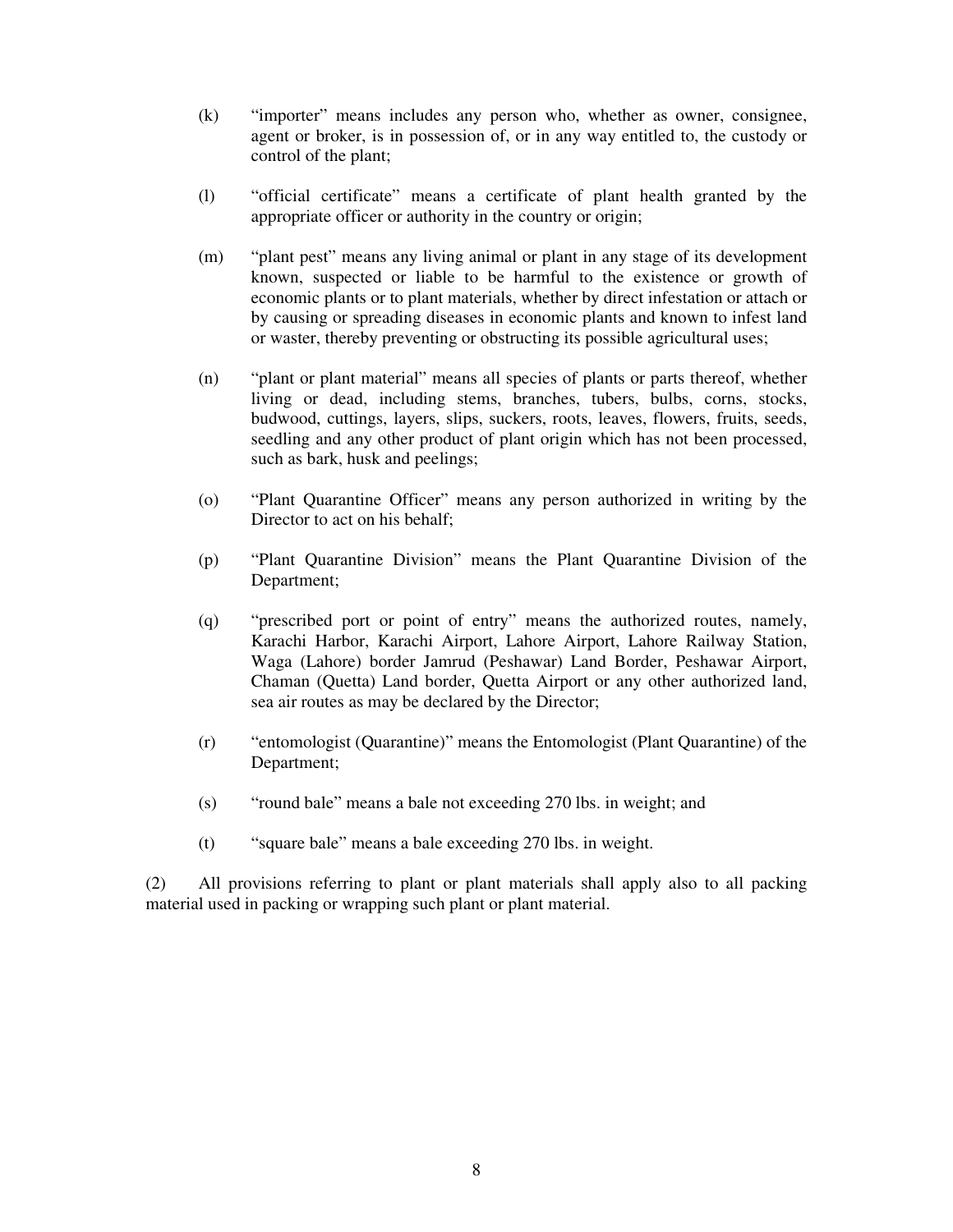(k) "importer" means includes any person who, whether as owner, consignee, agent or broker, is in possession of, or in any way entitled to, the custody or control of the plant;

(l) "official certificate" means a certificate of plant health granted by the appropriate officer or authority in the country or origin;

(m) "plant pest" means any living animal or plant in any stage of its development known, suspected or liable to be harmful to the existence or growth of economic plants or to plant materials, whether by direct infestation or attach or by causing or spreading diseases in economic plants and known to infest land or waster, thereby preventing or obstructing its possible agricultural uses;

(n) "plant or plant material" means all species of plants or parts thereof, whether living or dead, including stems, branches, tubers, bulbs, corns, stocks, budwood, cuttings, layers, slips, suckers, roots, leaves, flowers, fruits, seeds, seedling and any other product of plant origin which has not been processed, such as bark, husk and peelings;

(o) "Plant Quarantine Officer" means any person authorized in writing by the Director to act on his behalf;

(p) "Plant Quarantine Division" means the Plant Quarantine Division of the Department;

(q) "prescribed port or point of entry" means the authorized routes, namely, Karachi Harbor, Karachi Airport, Lahore Airport, Lahore Railway Station, Waga (Lahore) border Jamrud (Peshawar) Land Border, Peshawar Airport, Chaman (Quetta) Land border, Quetta Airport or any other authorized land, sea air routes as may be declared by the Director;

(r) "entomologist (Quarantine)" means the Entomologist (Plant Quarantine) of the Department;

(s) "round bale" means a bale not exceeding 270 lbs. in weight; and

(t) "square bale" means a bale exceeding 270 lbs. in weight.

(2) All provisions referring to plant or plant materials shall apply also to all packing material used in packing or wrapping such plant or plant material.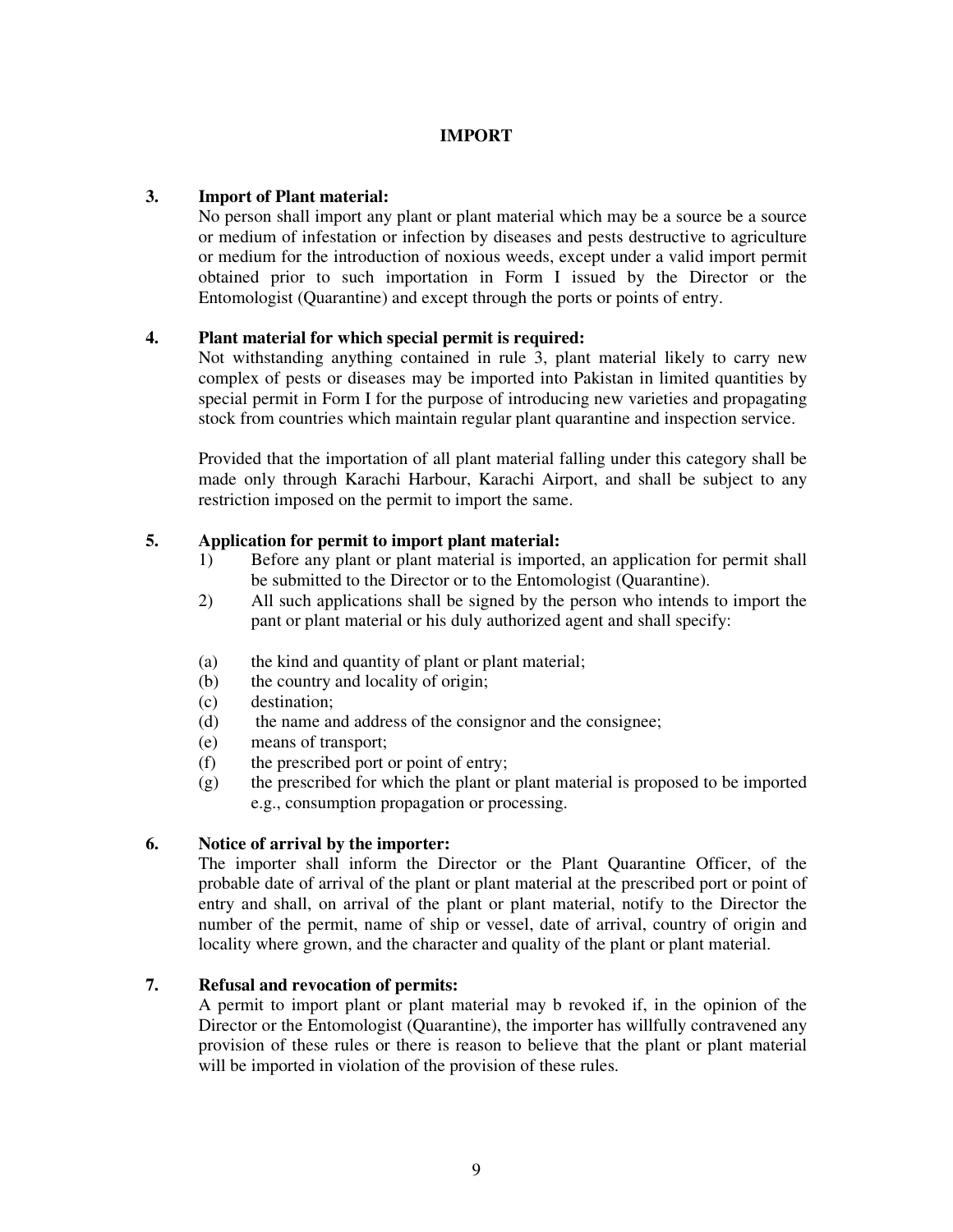## IMPORT

### 3. Import of Plant material:

No person shall import any plant or plant material which may be a source be a source or medium of infestation or infection by diseases and pests destructive to agriculture or medium for the introduction of noxious weeds, except under a valid import permit obtained prior to such importation in Form I issued by the Director or the Entomologist (Quarantine) and except through the ports or points of entry.

### 4. Plant material for which special permit is required:

Not withstanding anything contained in rule 3, plant material likely to carry new complex of pests or diseases may be imported into Pakistan in limited quantities by special permit in Form I for the purpose of introducing new varieties and propagating stock from countries which maintain regular plant quarantine and inspection service.

Provided that the importation of all plant material falling under this category shall be made only through Karachi Harbour, Karachi Airport, and shall be subject to any restriction imposed on the permit to import the same.

### 5. Application for permit to import plant material:

1) Before any plant or plant material is imported, an application for permit shall be submitted to the Director or to the Entomologist (Quarantine).
2) All such applications shall be signed by the person who intends to import the pant or plant material or his duly authorized agent and shall specify:

(a) the kind and quantity of plant or plant material;
(b) the country and locality of origin;
(c) destination;
(d) the name and address of the consignor and the consignee;
(e) means of transport;
(f) the prescribed port or point of entry;
(g) the prescribed for which the plant or plant material is proposed to be imported e.g., consumption propagation or processing.

### 6. Notice of arrival by the importer:

The importer shall inform the Director or the Plant Quarantine Officer, of the probable date of arrival of the plant or plant material at the prescribed port or point of entry and shall, on arrival of the plant or plant material, notify to the Director the number of the permit, name of ship or vessel, date of arrival, country of origin and locality where grown, and the character and quality of the plant or plant material.

### 7. Refusal and revocation of permits:

A permit to import plant or plant material may b revoked if, in the opinion of the Director or the Entomologist (Quarantine), the importer has willfully contravened any provision of these rules or there is reason to believe that the plant or plant material will be imported in violation of the provision of these rules.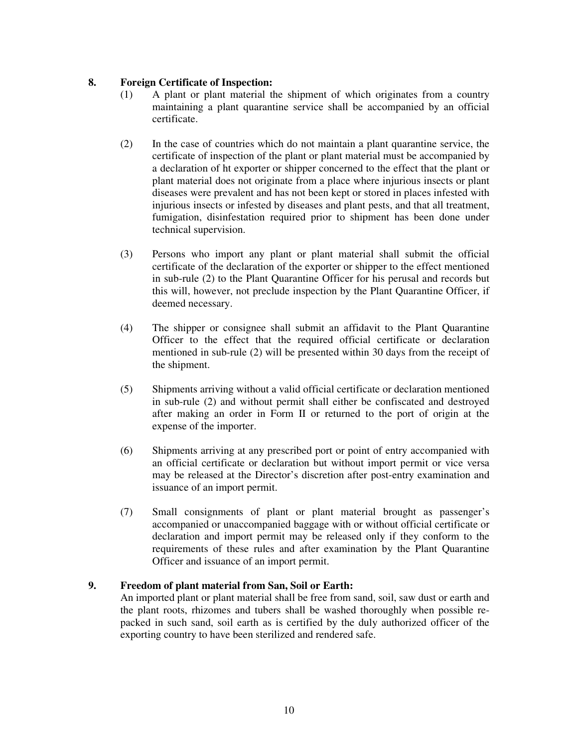**8. Foreign Certificate of Inspection:**

(1) A plant or plant material the shipment of which originates from a country maintaining a plant quarantine service shall be accompanied by an official certificate.

(2) In the case of countries which do not maintain a plant quarantine service, the certificate of inspection of the plant or plant material must be accompanied by a declaration of ht exporter or shipper concerned to the effect that the plant or plant material does not originate from a place where injurious insects or plant diseases were prevalent and has not been kept or stored in places infested with injurious insects or infested by diseases and plant pests, and that all treatment, fumigation, disinfestation required prior to shipment has been done under technical supervision.

(3) Persons who import any plant or plant material shall submit the official certificate of the declaration of the exporter or shipper to the effect mentioned in sub-rule (2) to the Plant Quarantine Officer for his perusal and records but this will, however, not preclude inspection by the Plant Quarantine Officer, if deemed necessary.

(4) The shipper or consignee shall submit an affidavit to the Plant Quarantine Officer to the effect that the required official certificate or declaration mentioned in sub-rule (2) will be presented within 30 days from the receipt of the shipment.

(5) Shipments arriving without a valid official certificate or declaration mentioned in sub-rule (2) and without permit shall either be confiscated and destroyed after making an order in Form II or returned to the port of origin at the expense of the importer.

(6) Shipments arriving at any prescribed port or point of entry accompanied with an official certificate or declaration but without import permit or vice versa may be released at the Director's discretion after post-entry examination and issuance of an import permit.

(7) Small consignments of plant or plant material brought as passenger's accompanied or unaccompanied baggage with or without official certificate or declaration and import permit may be released only if they conform to the requirements of these rules and after examination by the Plant Quarantine Officer and issuance of an import permit.

**9. Freedom of plant material from San, Soil or Earth:**

An imported plant or plant material shall be free from sand, soil, saw dust or earth and the plant roots, rhizomes and tubers shall be washed thoroughly when possible re-packed in such sand, soil earth as is certified by the duly authorized officer of the exporting country to have been sterilized and rendered safe.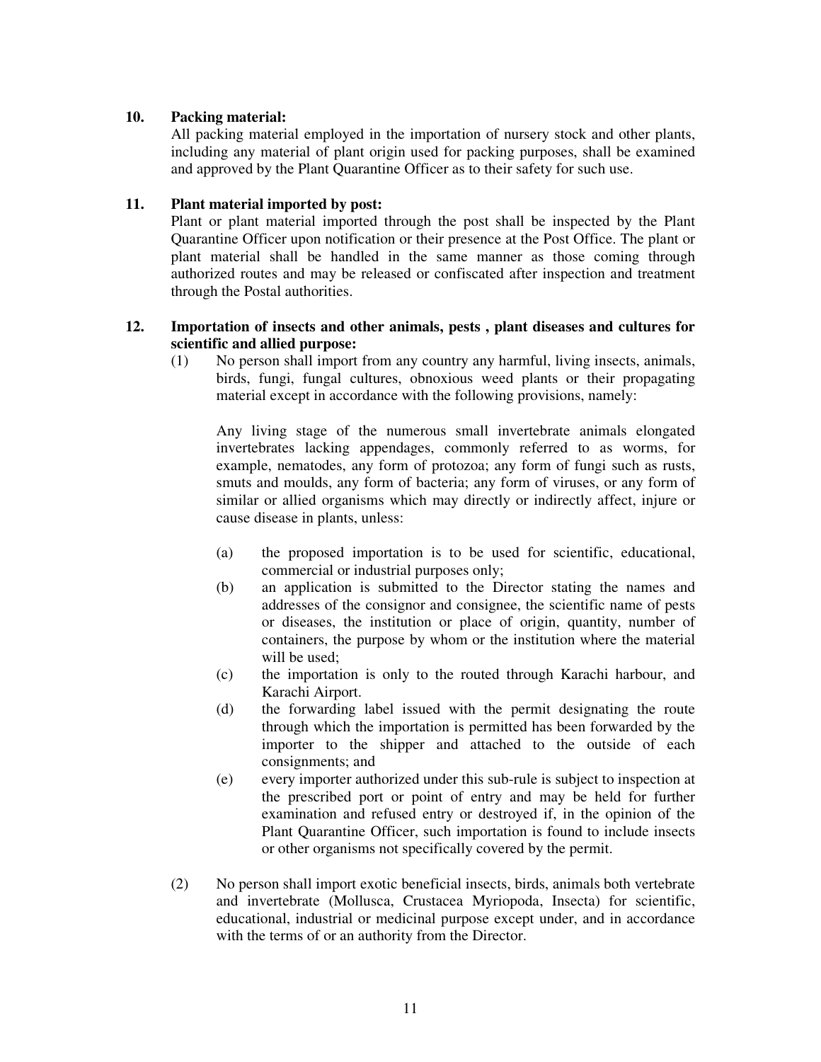**10. Packing material:**

All packing material employed in the importation of nursery stock and other plants, including any material of plant origin used for packing purposes, shall be examined and approved by the Plant Quarantine Officer as to their safety for such use.

**11. Plant material imported by post:**

Plant or plant material imported through the post shall be inspected by the Plant Quarantine Officer upon notification or their presence at the Post Office. The plant or plant material shall be handled in the same manner as those coming through authorized routes and may be released or confiscated after inspection and treatment through the Postal authorities.

**12. Importation of insects and other animals, pests , plant diseases and cultures for scientific and allied purpose:**

(1) No person shall import from any country any harmful, living insects, animals, birds, fungi, fungal cultures, obnoxious weed plants or their propagating material except in accordance with the following provisions, namely:

Any living stage of the numerous small invertebrate animals elongated invertebrates lacking appendages, commonly referred to as worms, for example, nematodes, any form of protozoa; any form of fungi such as rusts, smuts and moulds, any form of bacteria; any form of viruses, or any form of similar or allied organisms which may directly or indirectly affect, injure or cause disease in plants, unless:

(a) the proposed importation is to be used for scientific, educational, commercial or industrial purposes only;

(b) an application is submitted to the Director stating the names and addresses of the consignor and consignee, the scientific name of pests or diseases, the institution or place of origin, quantity, number of containers, the purpose by whom or the institution where the material will be used;

(c) the importation is only to the routed through Karachi harbour, and Karachi Airport.

(d) the forwarding label issued with the permit designating the route through which the importation is permitted has been forwarded by the importer to the shipper and attached to the outside of each consignments; and

(e) every importer authorized under this sub-rule is subject to inspection at the prescribed port or point of entry and may be held for further examination and refused entry or destroyed if, in the opinion of the Plant Quarantine Officer, such importation is found to include insects or other organisms not specifically covered by the permit.

(2) No person shall import exotic beneficial insects, birds, animals both vertebrate and invertebrate (Mollusca, Crustacea Myriopoda, Insecta) for scientific, educational, industrial or medicinal purpose except under, and in accordance with the terms of or an authority from the Director.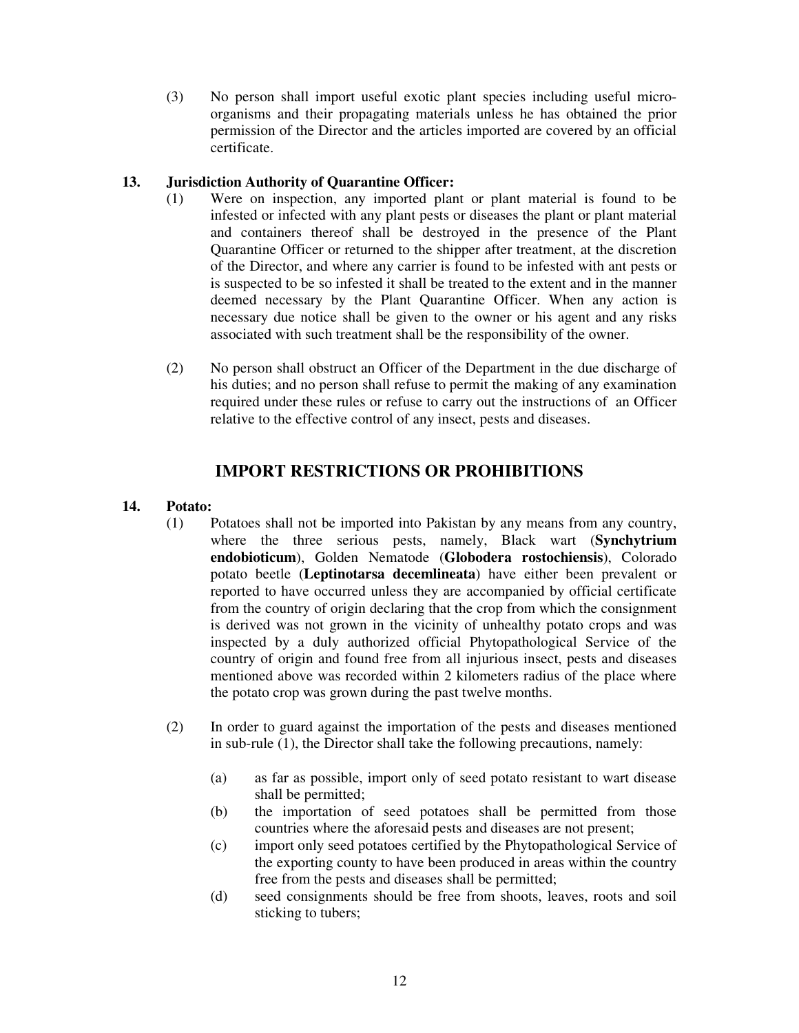(3) No person shall import useful exotic plant species including useful micro-organisms and their propagating materials unless he has obtained the prior permission of the Director and the articles imported are covered by an official certificate.

**13. Jurisdiction Authority of Quarantine Officer:**

(1) Were on inspection, any imported plant or plant material is found to be infested or infected with any plant pests or diseases the plant or plant material and containers thereof shall be destroyed in the presence of the Plant Quarantine Officer or returned to the shipper after treatment, at the discretion of the Director, and where any carrier is found to be infested with ant pests or is suspected to be so infested it shall be treated to the extent and in the manner deemed necessary by the Plant Quarantine Officer. When any action is necessary due notice shall be given to the owner or his agent and any risks associated with such treatment shall be the responsibility of the owner.

(2) No person shall obstruct an Officer of the Department in the due discharge of his duties; and no person shall refuse to permit the making of any examination required under these rules or refuse to carry out the instructions of an Officer relative to the effective control of any insect, pests and diseases.

## IMPORT RESTRICTIONS OR PROHIBITIONS

**14. Potato:**

(1) Potatoes shall not be imported into Pakistan by any means from any country, where the three serious pests, namely, Black wart (**Synchytrium endobioticum**), Golden Nematode (**Globodera rostochiensis**), Colorado potato beetle (**Leptinotarsa decemlineata**) have either been prevalent or reported to have occurred unless they are accompanied by official certificate from the country of origin declaring that the crop from which the consignment is derived was not grown in the vicinity of unhealthy potato crops and was inspected by a duly authorized official Phytopathological Service of the country of origin and found free from all injurious insect, pests and diseases mentioned above was recorded within 2 kilometers radius of the place where the potato crop was grown during the past twelve months.

(2) In order to guard against the importation of the pests and diseases mentioned in sub-rule (1), the Director shall take the following precautions, namely:

(a) as far as possible, import only of seed potato resistant to wart disease shall be permitted;

(b) the importation of seed potatoes shall be permitted from those countries where the aforesaid pests and diseases are not present;

(c) import only seed potatoes certified by the Phytopathological Service of the exporting county to have been produced in areas within the country free from the pests and diseases shall be permitted;

(d) seed consignments should be free from shoots, leaves, roots and soil sticking to tubers;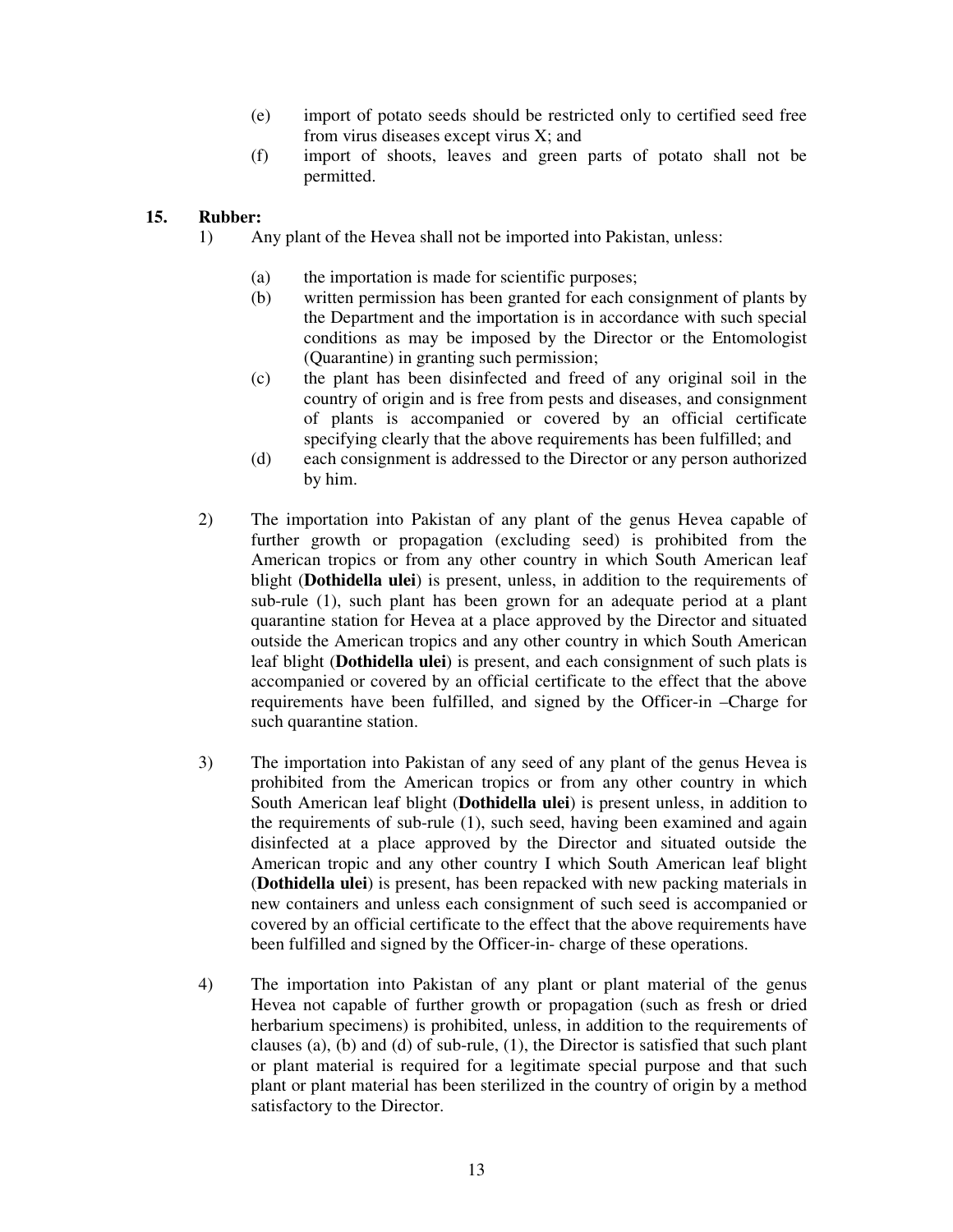(e) import of potato seeds should be restricted only to certified seed free from virus diseases except virus X; and

(f) import of shoots, leaves and green parts of potato shall not be permitted.

**15. Rubber:**

1) Any plant of the Hevea shall not be imported into Pakistan, unless:

   (a) the importation is made for scientific purposes;

   (b) written permission has been granted for each consignment of plants by the Department and the importation is in accordance with such special conditions as may be imposed by the Director or the Entomologist (Quarantine) in granting such permission;

   (c) the plant has been disinfected and freed of any original soil in the country of origin and is free from pests and diseases, and consignment of plants is accompanied or covered by an official certificate specifying clearly that the above requirements has been fulfilled; and

   (d) each consignment is addressed to the Director or any person authorized by him.

2) The importation into Pakistan of any plant of the genus Hevea capable of further growth or propagation (excluding seed) is prohibited from the American tropics or from any other country in which South American leaf blight (**Dothidella ulei**) is present, unless, in addition to the requirements of sub-rule (1), such plant has been grown for an adequate period at a plant quarantine station for Hevea at a place approved by the Director and situated outside the American tropics and any other country in which South American leaf blight (**Dothidella ulei**) is present, and each consignment of such plats is accompanied or covered by an official certificate to the effect that the above requirements have been fulfilled, and signed by the Officer-in –Charge for such quarantine station.

3) The importation into Pakistan of any seed of any plant of the genus Hevea is prohibited from the American tropics or from any other country in which South American leaf blight (**Dothidella ulei**) is present unless, in addition to the requirements of sub-rule (1), such seed, having been examined and again disinfected at a place approved by the Director and situated outside the American tropic and any other country I which South American leaf blight (**Dothidella ulei**) is present, has been repacked with new packing materials in new containers and unless each consignment of such seed is accompanied or covered by an official certificate to the effect that the above requirements have been fulfilled and signed by the Officer-in- charge of these operations.

4) The importation into Pakistan of any plant or plant material of the genus Hevea not capable of further growth or propagation (such as fresh or dried herbarium specimens) is prohibited, unless, in addition to the requirements of clauses (a), (b) and (d) of sub-rule, (1), the Director is satisfied that such plant or plant material is required for a legitimate special purpose and that such plant or plant material has been sterilized in the country of origin by a method satisfactory to the Director.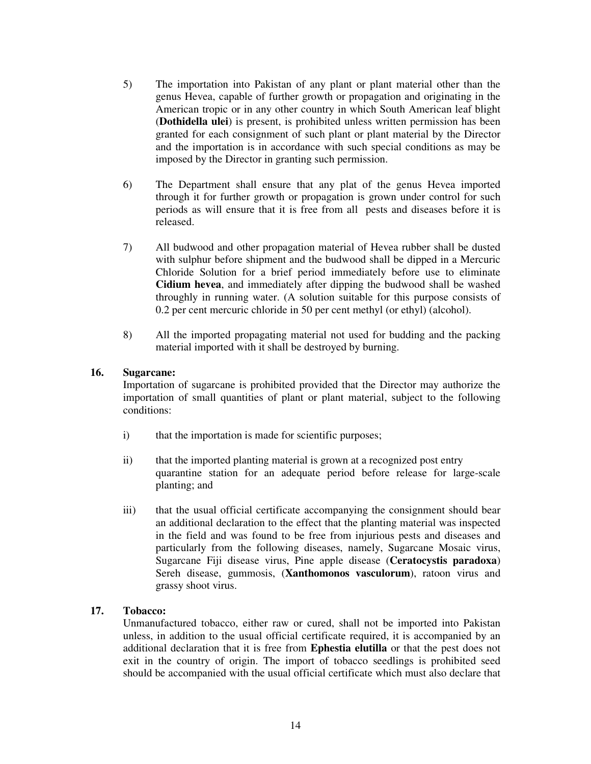5) The importation into Pakistan of any plant or plant material other than the genus Hevea, capable of further growth or propagation and originating in the American tropic or in any other country in which South American leaf blight (**Dothidella ulei**) is present, is prohibited unless written permission has been granted for each consignment of such plant or plant material by the Director and the importation is in accordance with such special conditions as may be imposed by the Director in granting such permission.

6) The Department shall ensure that any plat of the genus Hevea imported through it for further growth or propagation is grown under control for such periods as will ensure that it is free from all pests and diseases before it is released.

7) All budwood and other propagation material of Hevea rubber shall be dusted with sulphur before shipment and the budwood shall be dipped in a Mercuric Chloride Solution for a brief period immediately before use to eliminate **Cidium hevea**, and immediately after dipping the budwood shall be washed throughly in running water. (A solution suitable for this purpose consists of 0.2 per cent mercuric chloride in 50 per cent methyl (or ethyl) (alcohol).

8) All the imported propagating material not used for budding and the packing material imported with it shall be destroyed by burning.

**16. Sugarcane:**

Importation of sugarcane is prohibited provided that the Director may authorize the importation of small quantities of plant or plant material, subject to the following conditions:

i) that the importation is made for scientific purposes;

ii) that the imported planting material is grown at a recognized post entry quarantine station for an adequate period before release for large-scale planting; and

iii) that the usual official certificate accompanying the consignment should bear an additional declaration to the effect that the planting material was inspected in the field and was found to be free from injurious pests and diseases and particularly from the following diseases, namely, Sugarcane Mosaic virus, Sugarcane Fiji disease virus, Pine apple disease (**Ceratocystis paradoxa**) Sereh disease, gummosis, (**Xanthomonos vasculorum**), ratoon virus and grassy shoot virus.

**17. Tobacco:**

Unmanufactured tobacco, either raw or cured, shall not be imported into Pakistan unless, in addition to the usual official certificate required, it is accompanied by an additional declaration that it is free from **Ephestia elutilla** or that the pest does not exit in the country of origin. The import of tobacco seedlings is prohibited seed should be accompanied with the usual official certificate which must also declare that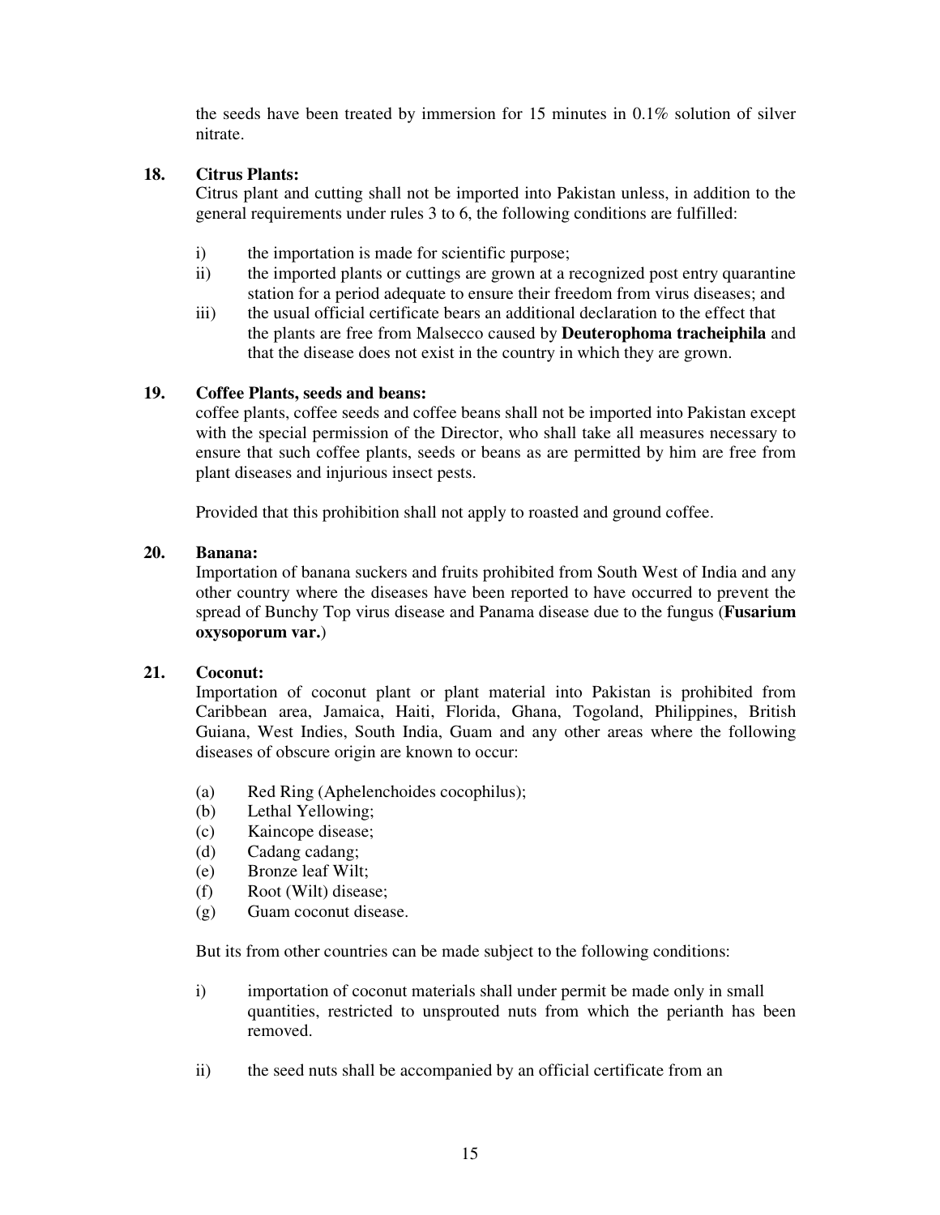the seeds have been treated by immersion for 15 minutes in 0.1% solution of silver nitrate.

**18. Citrus Plants:**

Citrus plant and cutting shall not be imported into Pakistan unless, in addition to the general requirements under rules 3 to 6, the following conditions are fulfilled:

i) the importation is made for scientific purpose;
ii) the imported plants or cuttings are grown at a recognized post entry quarantine station for a period adequate to ensure their freedom from virus diseases; and
iii) the usual official certificate bears an additional declaration to the effect that the plants are free from Malsecco caused by **Deuterophoma tracheiphila** and that the disease does not exist in the country in which they are grown.

**19. Coffee Plants, seeds and beans:**

coffee plants, coffee seeds and coffee beans shall not be imported into Pakistan except with the special permission of the Director, who shall take all measures necessary to ensure that such coffee plants, seeds or beans as are permitted by him are free from plant diseases and injurious insect pests.

Provided that this prohibition shall not apply to roasted and ground coffee.

**20. Banana:**

Importation of banana suckers and fruits prohibited from South West of India and any other country where the diseases have been reported to have occurred to prevent the spread of Bunchy Top virus disease and Panama disease due to the fungus (**Fusarium oxysoporum var.**)

**21. Coconut:**

Importation of coconut plant or plant material into Pakistan is prohibited from Caribbean area, Jamaica, Haiti, Florida, Ghana, Togoland, Philippines, British Guiana, West Indies, South India, Guam and any other areas where the following diseases of obscure origin are known to occur:

(a) Red Ring (Aphelenchoides cocophilus);
(b) Lethal Yellowing;
(c) Kaincope disease;
(d) Cadang cadang;
(e) Bronze leaf Wilt;
(f) Root (Wilt) disease;
(g) Guam coconut disease.

But its from other countries can be made subject to the following conditions:

i) importation of coconut materials shall under permit be made only in small quantities, restricted to unsprouted nuts from which the perianth has been removed.

ii) the seed nuts shall be accompanied by an official certificate from an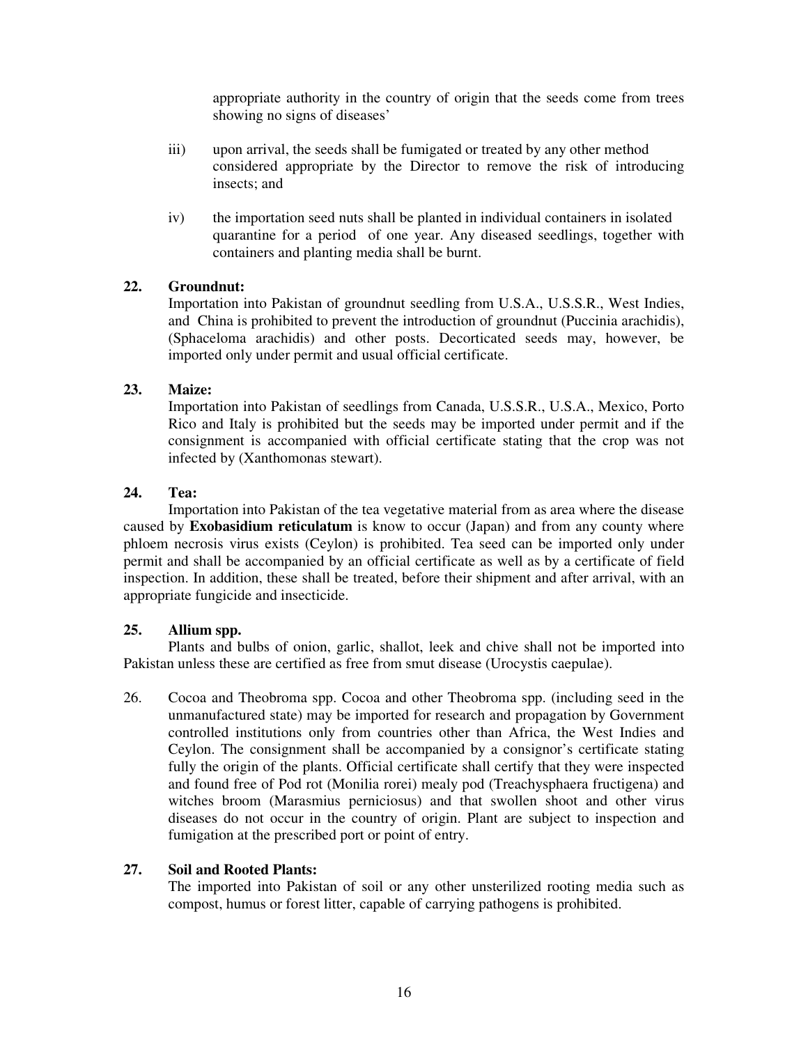appropriate authority in the country of origin that the seeds come from trees showing no signs of diseases'

iii) upon arrival, the seeds shall be fumigated or treated by any other method considered appropriate by the Director to remove the risk of introducing insects; and

iv) the importation seed nuts shall be planted in individual containers in isolated quarantine for a period of one year. Any diseased seedlings, together with containers and planting media shall be burnt.

**22. Groundnut:**

Importation into Pakistan of groundnut seedling from U.S.A., U.S.S.R., West Indies, and China is prohibited to prevent the introduction of groundnut (Puccinia arachidis), (Sphaceloma arachidis) and other posts. Decorticated seeds may, however, be imported only under permit and usual official certificate.

**23. Maize:**

Importation into Pakistan of seedlings from Canada, U.S.S.R., U.S.A., Mexico, Porto Rico and Italy is prohibited but the seeds may be imported under permit and if the consignment is accompanied with official certificate stating that the crop was not infected by (Xanthomonas stewart).

**24. Tea:**

Importation into Pakistan of the tea vegetative material from as area where the disease caused by **Exobasidium reticulatum** is know to occur (Japan) and from any county where phloem necrosis virus exists (Ceylon) is prohibited. Tea seed can be imported only under permit and shall be accompanied by an official certificate as well as by a certificate of field inspection. In addition, these shall be treated, before their shipment and after arrival, with an appropriate fungicide and insecticide.

**25. Allium spp.**

Plants and bulbs of onion, garlic, shallot, leek and chive shall not be imported into Pakistan unless these are certified as free from smut disease (Urocystis caepulae).

26. Cocoa and Theobroma spp. Cocoa and other Theobroma spp. (including seed in the unmanufactured state) may be imported for research and propagation by Government controlled institutions only from countries other than Africa, the West Indies and Ceylon. The consignment shall be accompanied by a consignor's certificate stating fully the origin of the plants. Official certificate shall certify that they were inspected and found free of Pod rot (Monilia rorei) mealy pod (Treachysphaera fructigena) and witches broom (Marasmius perniciosus) and that swollen shoot and other virus diseases do not occur in the country of origin. Plant are subject to inspection and fumigation at the prescribed port or point of entry.

**27. Soil and Rooted Plants:**

The imported into Pakistan of soil or any other unsterilized rooting media such as compost, humus or forest litter, capable of carrying pathogens is prohibited.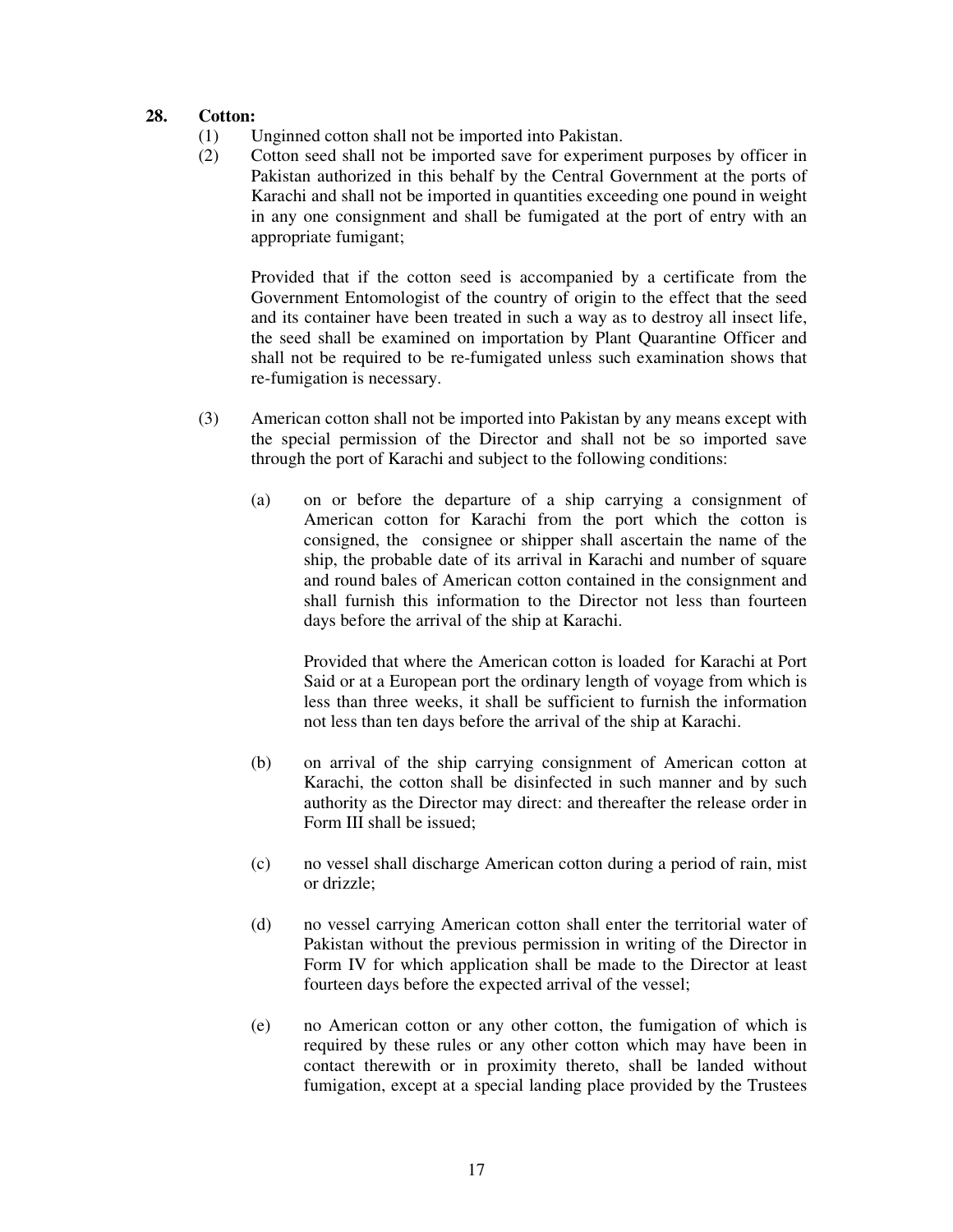**28. Cotton:**

(1) Unginned cotton shall not be imported into Pakistan.

(2) Cotton seed shall not be imported save for experiment purposes by officer in Pakistan authorized in this behalf by the Central Government at the ports of Karachi and shall not be imported in quantities exceeding one pound in weight in any one consignment and shall be fumigated at the port of entry with an appropriate fumigant;

Provided that if the cotton seed is accompanied by a certificate from the Government Entomologist of the country of origin to the effect that the seed and its container have been treated in such a way as to destroy all insect life, the seed shall be examined on importation by Plant Quarantine Officer and shall not be required to be re-fumigated unless such examination shows that re-fumigation is necessary.

(3) American cotton shall not be imported into Pakistan by any means except with the special permission of the Director and shall not be so imported save through the port of Karachi and subject to the following conditions:

(a) on or before the departure of a ship carrying a consignment of American cotton for Karachi from the port which the cotton is consigned, the consignee or shipper shall ascertain the name of the ship, the probable date of its arrival in Karachi and number of square and round bales of American cotton contained in the consignment and shall furnish this information to the Director not less than fourteen days before the arrival of the ship at Karachi.

Provided that where the American cotton is loaded for Karachi at Port Said or at a European port the ordinary length of voyage from which is less than three weeks, it shall be sufficient to furnish the information not less than ten days before the arrival of the ship at Karachi.

(b) on arrival of the ship carrying consignment of American cotton at Karachi, the cotton shall be disinfected in such manner and by such authority as the Director may direct: and thereafter the release order in Form III shall be issued;

(c) no vessel shall discharge American cotton during a period of rain, mist or drizzle;

(d) no vessel carrying American cotton shall enter the territorial water of Pakistan without the previous permission in writing of the Director in Form IV for which application shall be made to the Director at least fourteen days before the expected arrival of the vessel;

(e) no American cotton or any other cotton, the fumigation of which is required by these rules or any other cotton which may have been in contact therewith or in proximity thereto, shall be landed without fumigation, except at a special landing place provided by the Trustees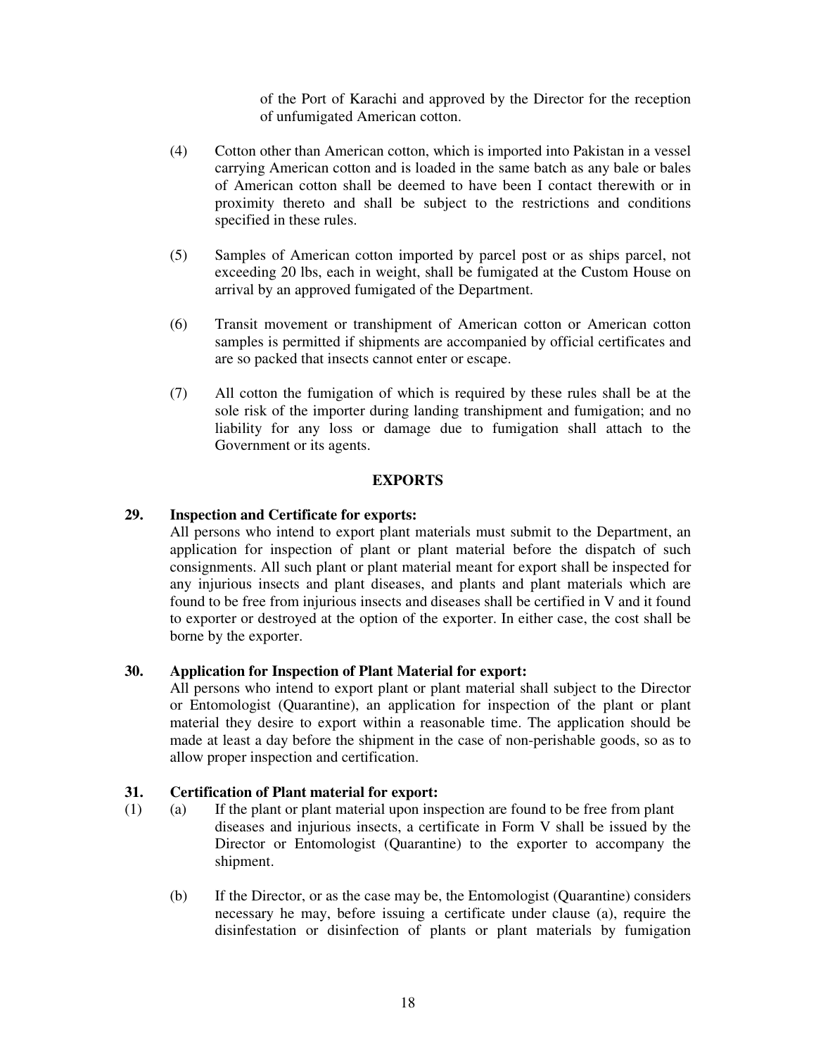of the Port of Karachi and approved by the Director for the reception of unfumigated American cotton.

(4) Cotton other than American cotton, which is imported into Pakistan in a vessel carrying American cotton and is loaded in the same batch as any bale or bales of American cotton shall be deemed to have been I contact therewith or in proximity thereto and shall be subject to the restrictions and conditions specified in these rules.

(5) Samples of American cotton imported by parcel post or as ships parcel, not exceeding 20 lbs, each in weight, shall be fumigated at the Custom House on arrival by an approved fumigated of the Department.

(6) Transit movement or transhipment of American cotton or American cotton samples is permitted if shipments are accompanied by official certificates and are so packed that insects cannot enter or escape.

(7) All cotton the fumigation of which is required by these rules shall be at the sole risk of the importer during landing transhipment and fumigation; and no liability for any loss or damage due to fumigation shall attach to the Government or its agents.

## EXPORTS

**29. Inspection and Certificate for exports:**

All persons who intend to export plant materials must submit to the Department, an application for inspection of plant or plant material before the dispatch of such consignments. All such plant or plant material meant for export shall be inspected for any injurious insects and plant diseases, and plants and plant materials which are found to be free from injurious insects and diseases shall be certified in V and it found to exporter or destroyed at the option of the exporter. In either case, the cost shall be borne by the exporter.

**30. Application for Inspection of Plant Material for export:**

All persons who intend to export plant or plant material shall subject to the Director or Entomologist (Quarantine), an application for inspection of the plant or plant material they desire to export within a reasonable time. The application should be made at least a day before the shipment in the case of non-perishable goods, so as to allow proper inspection and certification.

**31. Certification of Plant material for export:**

(1) (a) If the plant or plant material upon inspection are found to be free from plant diseases and injurious insects, a certificate in Form V shall be issued by the Director or Entomologist (Quarantine) to the exporter to accompany the shipment.

(b) If the Director, or as the case may be, the Entomologist (Quarantine) considers necessary he may, before issuing a certificate under clause (a), require the disinfestation or disinfection of plants or plant materials by fumigation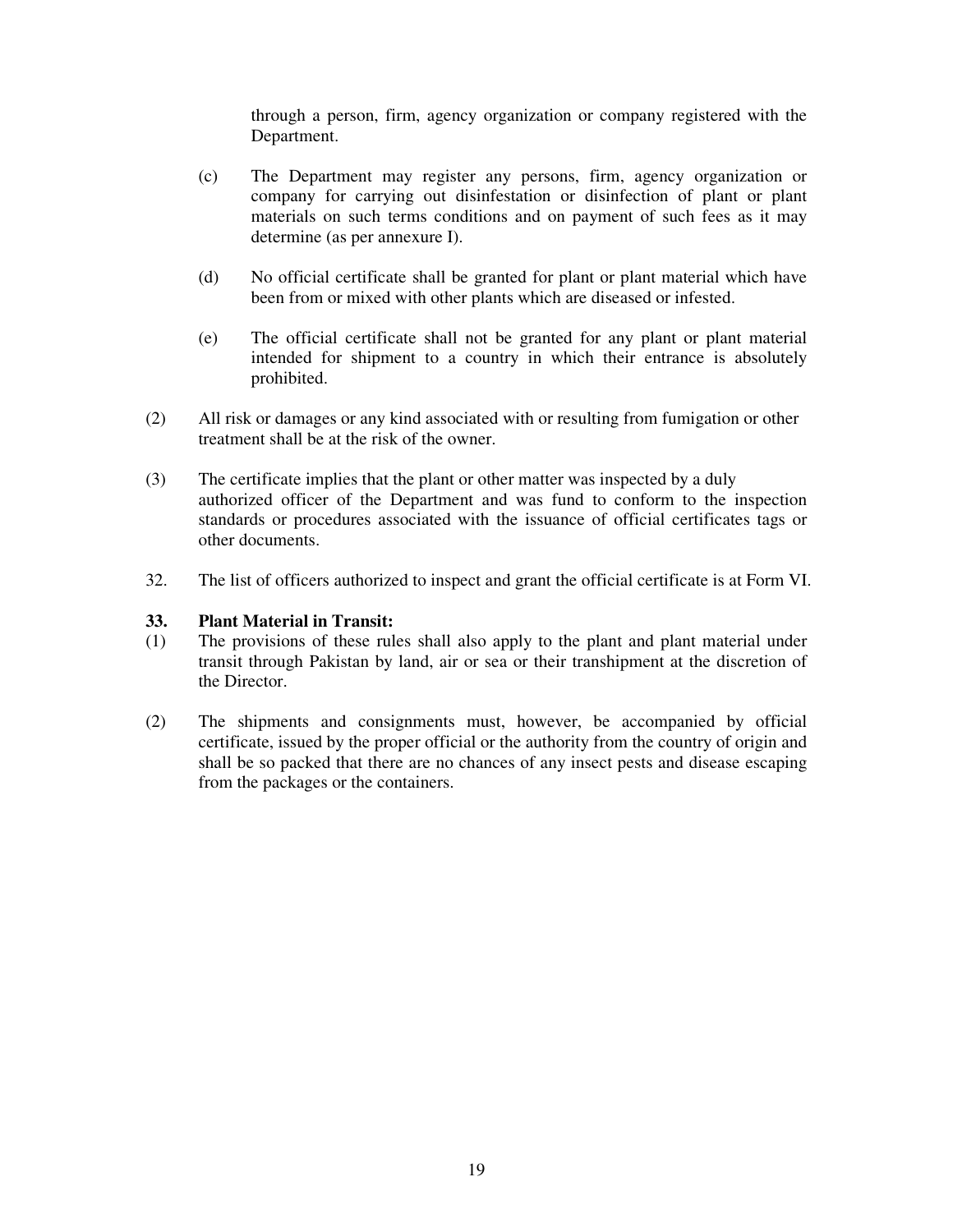through a person, firm, agency organization or company registered with the Department.

(c) The Department may register any persons, firm, agency organization or company for carrying out disinfestation or disinfection of plant or plant materials on such terms conditions and on payment of such fees as it may determine (as per annexure I).

(d) No official certificate shall be granted for plant or plant material which have been from or mixed with other plants which are diseased or infested.

(e) The official certificate shall not be granted for any plant or plant material intended for shipment to a country in which their entrance is absolutely prohibited.

(2) All risk or damages or any kind associated with or resulting from fumigation or other treatment shall be at the risk of the owner.

(3) The certificate implies that the plant or other matter was inspected by a duly authorized officer of the Department and was fund to conform to the inspection standards or procedures associated with the issuance of official certificates tags or other documents.

32. The list of officers authorized to inspect and grant the official certificate is at Form VI.

**33. Plant Material in Transit:**

(1) The provisions of these rules shall also apply to the plant and plant material under transit through Pakistan by land, air or sea or their transhipment at the discretion of the Director.

(2) The shipments and consignments must, however, be accompanied by official certificate, issued by the proper official or the authority from the country of origin and shall be so packed that there are no chances of any insect pests and disease escaping from the packages or the containers.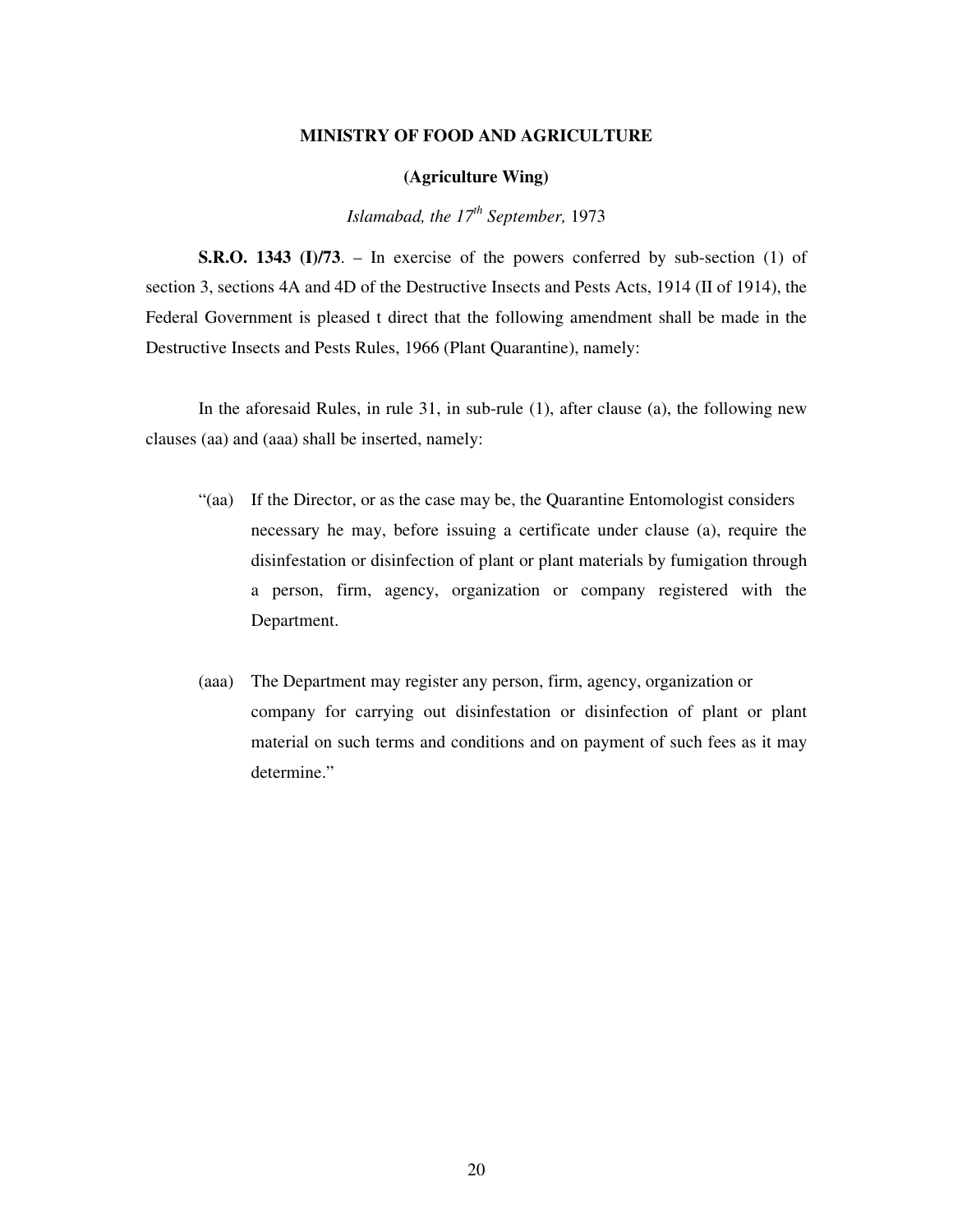**MINISTRY OF FOOD AND AGRICULTURE**

**(Agriculture Wing)**

*Islamabad, the 17th September,* 1973

**S.R.O. 1343 (I)/73**. – In exercise of the powers conferred by sub-section (1) of section 3, sections 4A and 4D of the Destructive Insects and Pests Acts, 1914 (II of 1914), the Federal Government is pleased t direct that the following amendment shall be made in the Destructive Insects and Pests Rules, 1966 (Plant Quarantine), namely:

In the aforesaid Rules, in rule 31, in sub-rule (1), after clause (a), the following new clauses (aa) and (aaa) shall be inserted, namely:

"(aa) If the Director, or as the case may be, the Quarantine Entomologist considers necessary he may, before issuing a certificate under clause (a), require the disinfestation or disinfection of plant or plant materials by fumigation through a person, firm, agency, organization or company registered with the Department.

(aaa) The Department may register any person, firm, agency, organization or company for carrying out disinfestation or disinfection of plant or plant material on such terms and conditions and on payment of such fees as it may determine."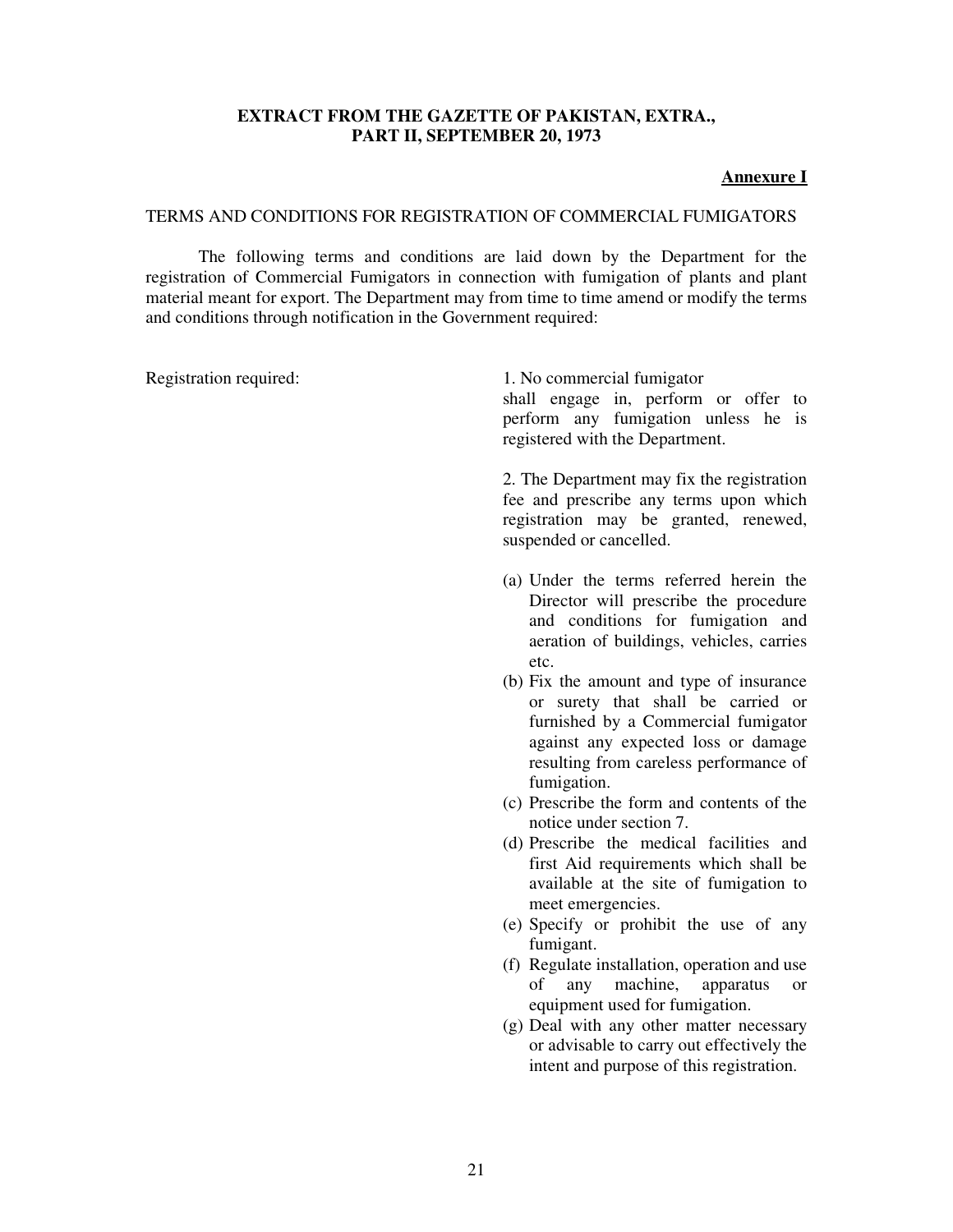**EXTRACT FROM THE GAZETTE OF PAKISTAN, EXTRA., PART II, SEPTEMBER 20, 1973**

**Annexure I**

TERMS AND CONDITIONS FOR REGISTRATION OF COMMERCIAL FUMIGATORS

The following terms and conditions are laid down by the Department for the registration of Commercial Fumigators in connection with fumigation of plants and plant material meant for export. The Department may from time to time amend or modify the terms and conditions through notification in the Government required:

Registration required:

1. No commercial fumigator shall engage in, perform or offer to perform any fumigation unless he is registered with the Department.

2. The Department may fix the registration fee and prescribe any terms upon which registration may be granted, renewed, suspended or cancelled.

(a) Under the terms referred herein the Director will prescribe the procedure and conditions for fumigation and aeration of buildings, vehicles, carries etc.

(b) Fix the amount and type of insurance or surety that shall be carried or furnished by a Commercial fumigator against any expected loss or damage resulting from careless performance of fumigation.

(c) Prescribe the form and contents of the notice under section 7.

(d) Prescribe the medical facilities and first Aid requirements which shall be available at the site of fumigation to meet emergencies.

(e) Specify or prohibit the use of any fumigant.

(f) Regulate installation, operation and use of any machine, apparatus or equipment used for fumigation.

(g) Deal with any other matter necessary or advisable to carry out effectively the intent and purpose of this registration.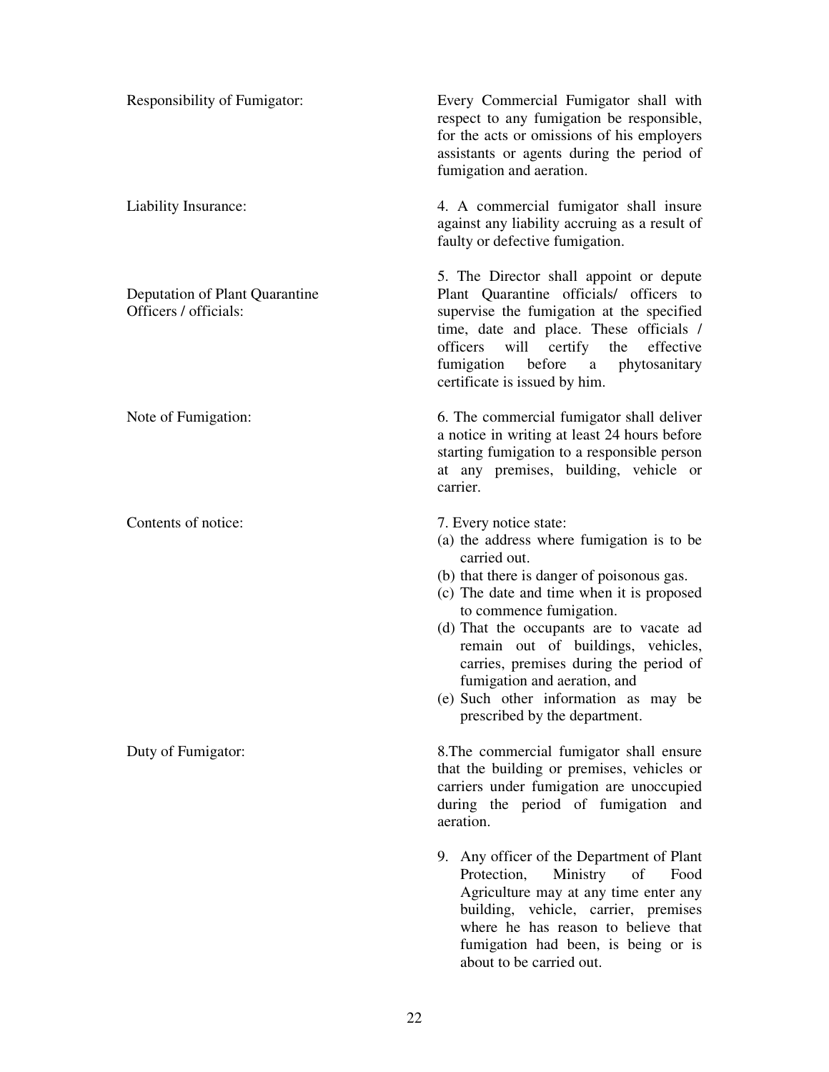**Responsibility of Fumigator:**

Every Commercial Fumigator shall with respect to any fumigation be responsible, for the acts or omissions of his employers assistants or agents during the period of fumigation and aeration.

**Liability Insurance:**

4. A commercial fumigator shall insure against any liability accruing as a result of faulty or defective fumigation.

**Deputation of Plant Quarantine Officers / officials:**

5. The Director shall appoint or depute Plant Quarantine officials/ officers to supervise the fumigation at the specified time, date and place. These officials / officers will certify the effective fumigation before a phytosanitary certificate is issued by him.

**Note of Fumigation:**

6. The commercial fumigator shall deliver a notice in writing at least 24 hours before starting fumigation to a responsible person at any premises, building, vehicle or carrier.

**Contents of notice:**

7. Every notice state:

(a) the address where fumigation is to be carried out.
(b) that there is danger of poisonous gas.
(c) The date and time when it is proposed to commence fumigation.
(d) That the occupants are to vacate ad remain out of buildings, vehicles, carries, premises during the period of fumigation and aeration, and
(e) Such other information as may be prescribed by the department.

**Duty of Fumigator:**

8.The commercial fumigator shall ensure that the building or premises, vehicles or carriers under fumigation are unoccupied during the period of fumigation and aeration.

9. Any officer of the Department of Plant Protection, Ministry of Food Agriculture may at any time enter any building, vehicle, carrier, premises where he has reason to believe that fumigation had been, is being or is about to be carried out.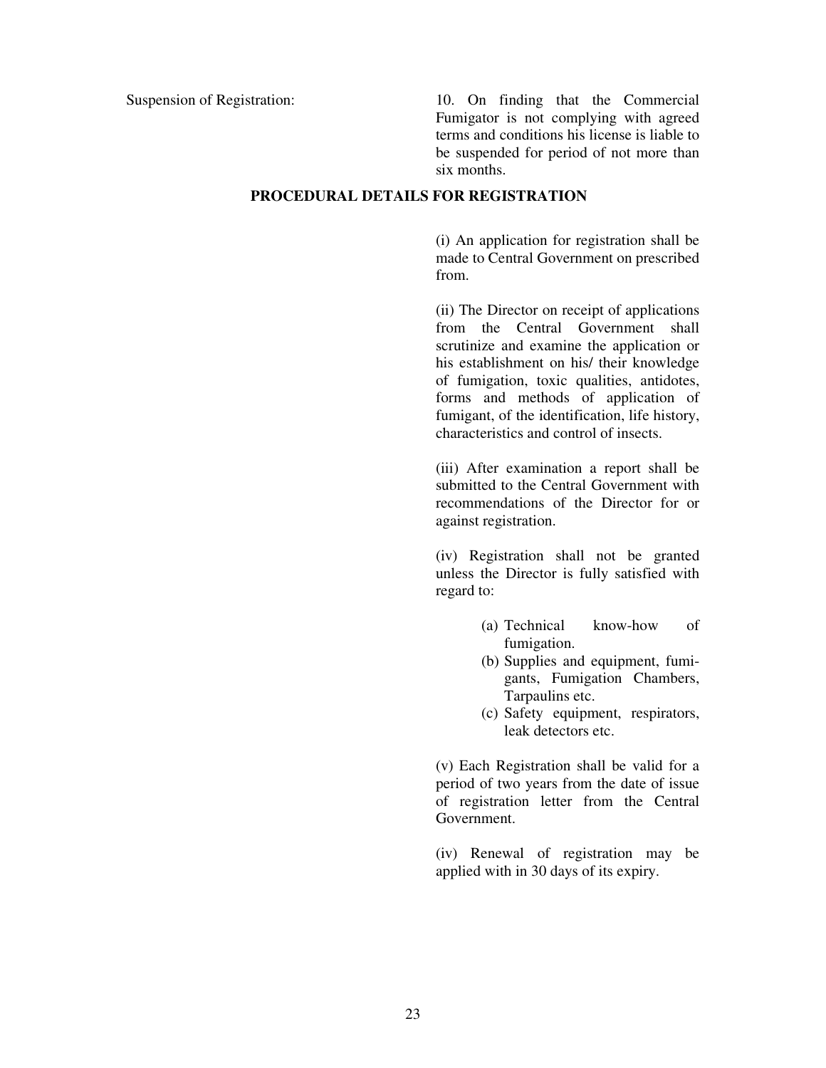Suspension of Registration:

10. On finding that the Commercial Fumigator is not complying with agreed terms and conditions his license is liable to be suspended for period of not more than six months.

## PROCEDURAL DETAILS FOR REGISTRATION

(i) An application for registration shall be made to Central Government on prescribed from.

(ii) The Director on receipt of applications from the Central Government shall scrutinize and examine the application or his establishment on his/ their knowledge of fumigation, toxic qualities, antidotes, forms and methods of application of fumigant, of the identification, life history, characteristics and control of insects.

(iii) After examination a report shall be submitted to the Central Government with recommendations of the Director for or against registration.

(iv) Registration shall not be granted unless the Director is fully satisfied with regard to:

(a) Technical know-how of fumigation.
(b) Supplies and equipment, fumigants, Fumigation Chambers, Tarpaulins etc.
(c) Safety equipment, respirators, leak detectors etc.

(v) Each Registration shall be valid for a period of two years from the date of issue of registration letter from the Central Government.

(iv) Renewal of registration may be applied with in 30 days of its expiry.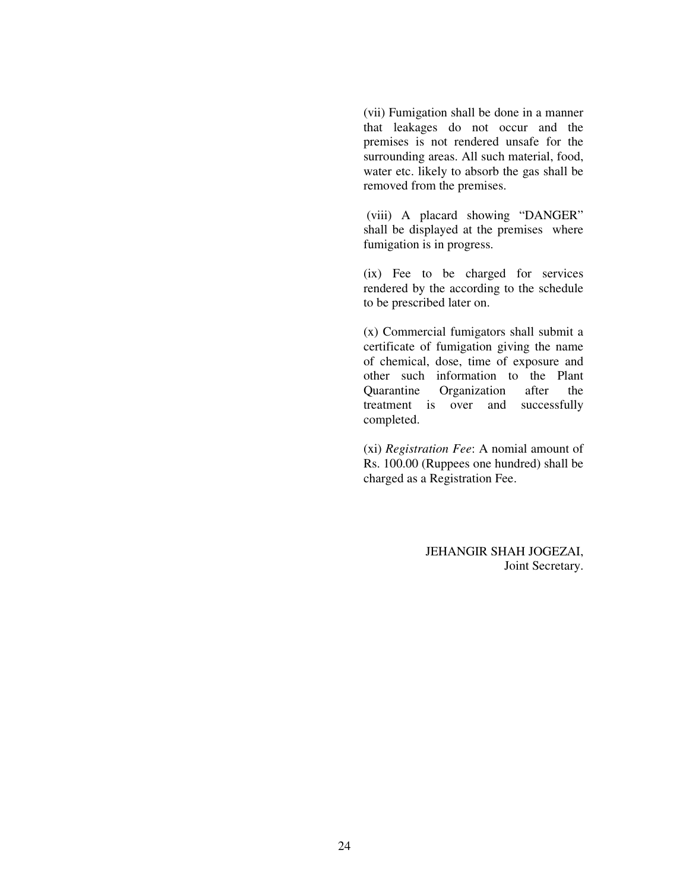(vii) Fumigation shall be done in a manner that leakages do not occur and the premises is not rendered unsafe for the surrounding areas. All such material, food, water etc. likely to absorb the gas shall be removed from the premises.

(viii) A placard showing "DANGER" shall be displayed at the premises where fumigation is in progress.

(ix) Fee to be charged for services rendered by the according to the schedule to be prescribed later on.

(x) Commercial fumigators shall submit a certificate of fumigation giving the name of chemical, dose, time of exposure and other such information to the Plant Quarantine Organization after the treatment is over and successfully completed.

(xi) *Registration Fee*: A nomial amount of Rs. 100.00 (Ruppees one hundred) shall be charged as a Registration Fee.

JEHANGIR SHAH JOGEZAI,
Joint Secretary.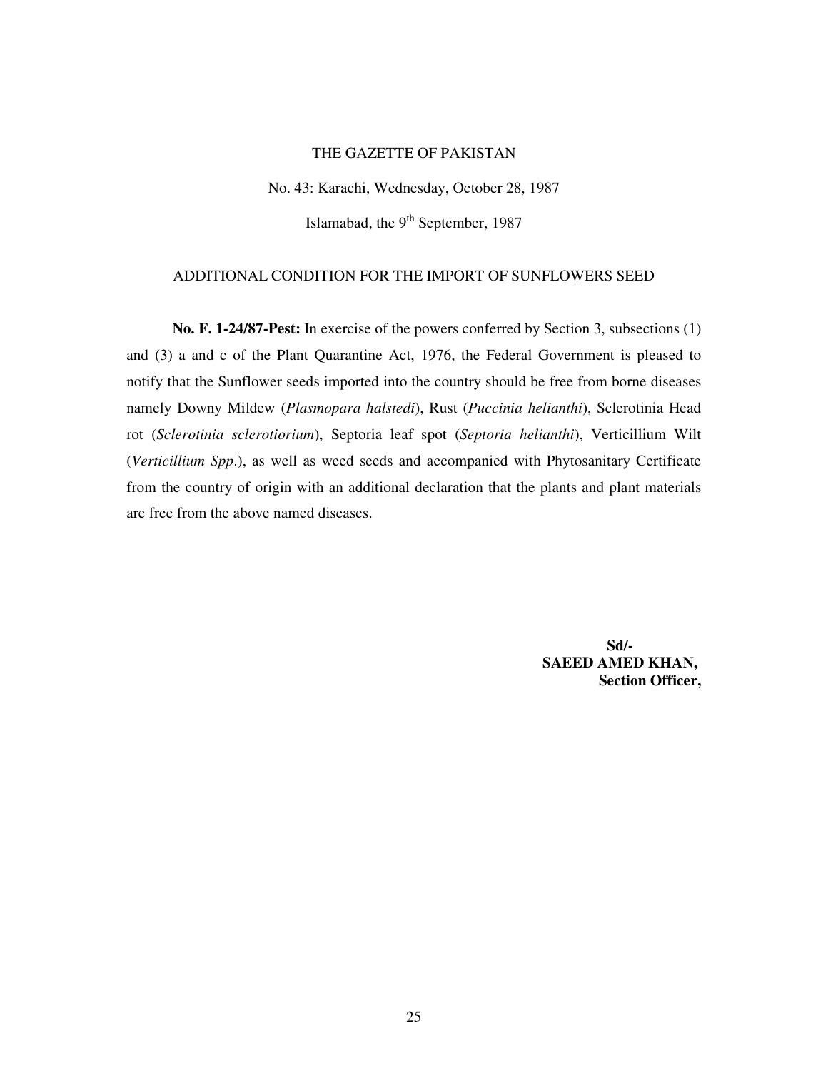THE GAZETTE OF PAKISTAN

No. 43: Karachi, Wednesday, October 28, 1987

Islamabad, the 9th September, 1987

ADDITIONAL CONDITION FOR THE IMPORT OF SUNFLOWERS SEED

**No. F. 1-24/87-Pest:** In exercise of the powers conferred by Section 3, subsections (1) and (3) a and c of the Plant Quarantine Act, 1976, the Federal Government is pleased to notify that the Sunflower seeds imported into the country should be free from borne diseases namely Downy Mildew (*Plasmopara halstedi*), Rust (*Puccinia helianthi*), Sclerotinia Head rot (*Sclerotinia sclerotiorium*), Septoria leaf spot (*Septoria helianthi*), Verticillium Wilt (*Verticillium Spp*.), as well as weed seeds and accompanied with Phytosanitary Certificate from the country of origin with an additional declaration that the plants and plant materials are free from the above named diseases.

**Sd/-**
**SAEED AMED KHAN,**
**Section Officer,**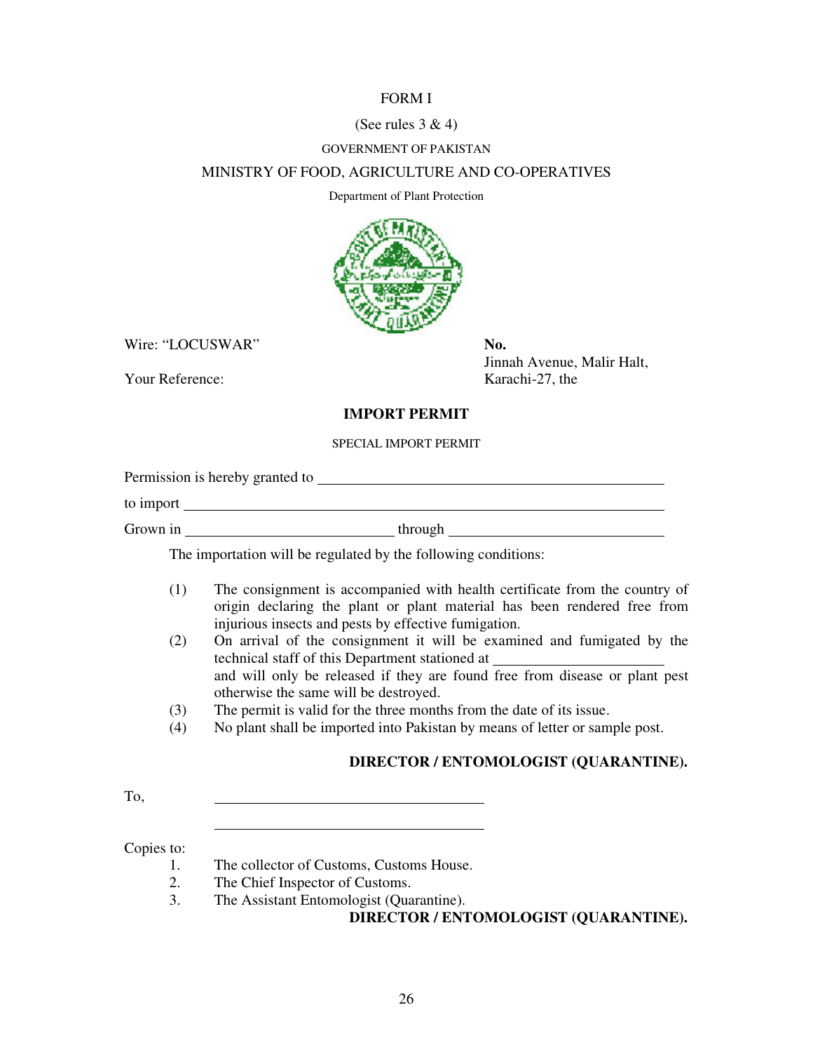FORM I

(See rules 3 & 4)

GOVERNMENT OF PAKISTAN

MINISTRY OF FOOD, AGRICULTURE AND CO-OPERATIVES

Department of Plant Protection

Wire: "LOCUSWAR"

**No.**

Jinnah Avenue, Malir Halt,
Karachi-27, the

Your Reference:

**IMPORT PERMIT**

SPECIAL IMPORT PERMIT

Permission is hereby granted to ______________________________

to import ______________________________

Grown in ____________________ through ____________________

The importation will be regulated by the following conditions:

(1) The consignment is accompanied with health certificate from the country of origin declaring the plant or plant material has been rendered free from injurious insects and pests by effective fumigation.

(2) On arrival of the consignment it will be examined and fumigated by the technical staff of this Department stationed at ____________________ and will only be released if they are found free from disease or plant pest otherwise the same will be destroyed.

(3) The permit is valid for the three months from the date of its issue.

(4) No plant shall be imported into Pakistan by means of letter or sample post.

**DIRECTOR / ENTOMOLOGIST (QUARANTINE).**

To, ______________________________

______________________________

Copies to:

1. The collector of Customs, Customs House.
2. The Chief Inspector of Customs.
3. The Assistant Entomologist (Quarantine).

**DIRECTOR / ENTOMOLOGIST (QUARANTINE).**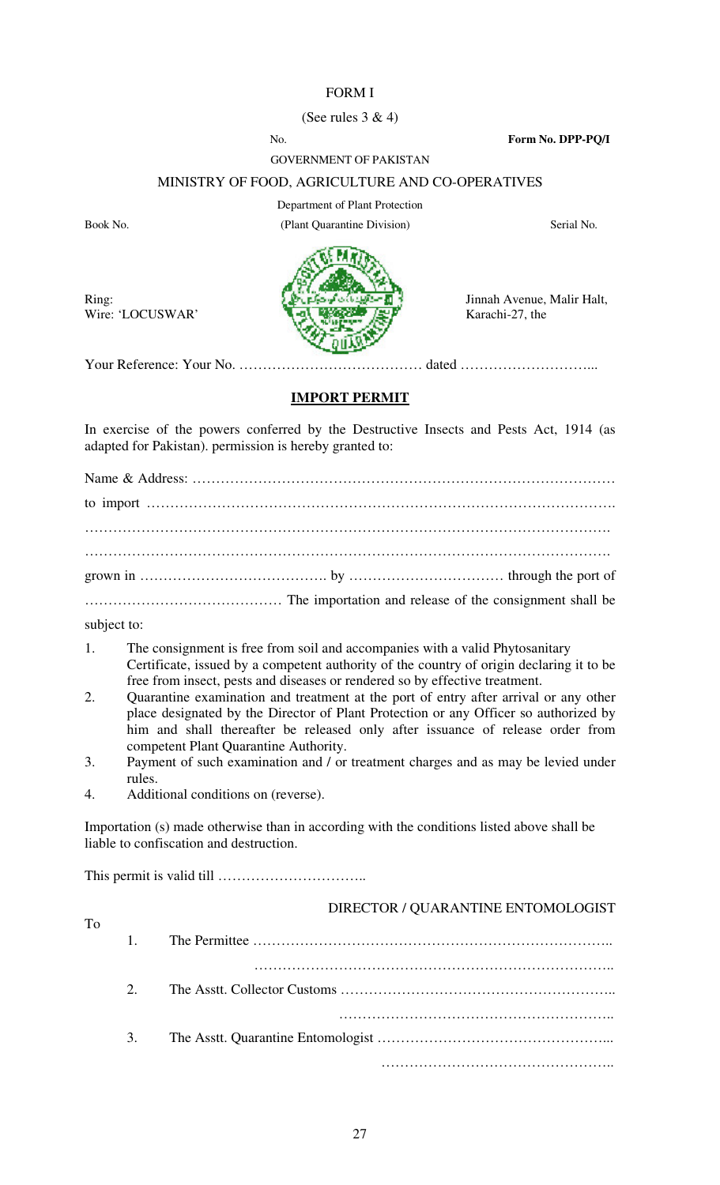FORM I

(See rules 3 & 4)

No. **Form No. DPP-PQ/I**

GOVERNMENT OF PAKISTAN

MINISTRY OF FOOD, AGRICULTURE AND CO-OPERATIVES

Department of Plant Protection

Book No. (Plant Quarantine Division) Serial No.

Ring:
Wire: 'LOCUSWAR'

Jinnah Avenue, Malir Halt,
Karachi-27, the

Your Reference: Your No. ………………………………… dated ………………………...

## IMPORT PERMIT

In exercise of the powers conferred by the Destructive Insects and Pests Act, 1914 (as adapted for Pakistan). permission is hereby granted to:

Name & Address: ……………………………………………………………………………

to import …………………………………………………………………………………….

…………………………………………………………………………………………………

…………………………………………………………………………………………………

grown in …………………………………. by …………………………… through the port of

…………………………………… The importation and release of the consignment shall be subject to:

1. The consignment is free from soil and accompanies with a valid Phytosanitary Certificate, issued by a competent authority of the country of origin declaring it to be free from insect, pests and diseases or rendered so by effective treatment.
2. Quarantine examination and treatment at the port of entry after arrival or any other place designated by the Director of Plant Protection or any Officer so authorized by him and shall thereafter be released only after issuance of release order from competent Plant Quarantine Authority.
3. Payment of such examination and / or treatment charges and as may be levied under rules.
4. Additional conditions on (reverse).

Importation (s) made otherwise than in according with the conditions listed above shall be liable to confiscation and destruction.

This permit is valid till …………………………..

DIRECTOR / QUARANTINE ENTOMOLOGIST

To

1. The Permittee …………………………………………………………………..
   …………………………………………………………………..
2. The Asstt. Collector Customs ………………………………………………..
   ………………………………………………..
3. The Asstt. Quarantine Entomologist ………………………………………...
   …………………………………………..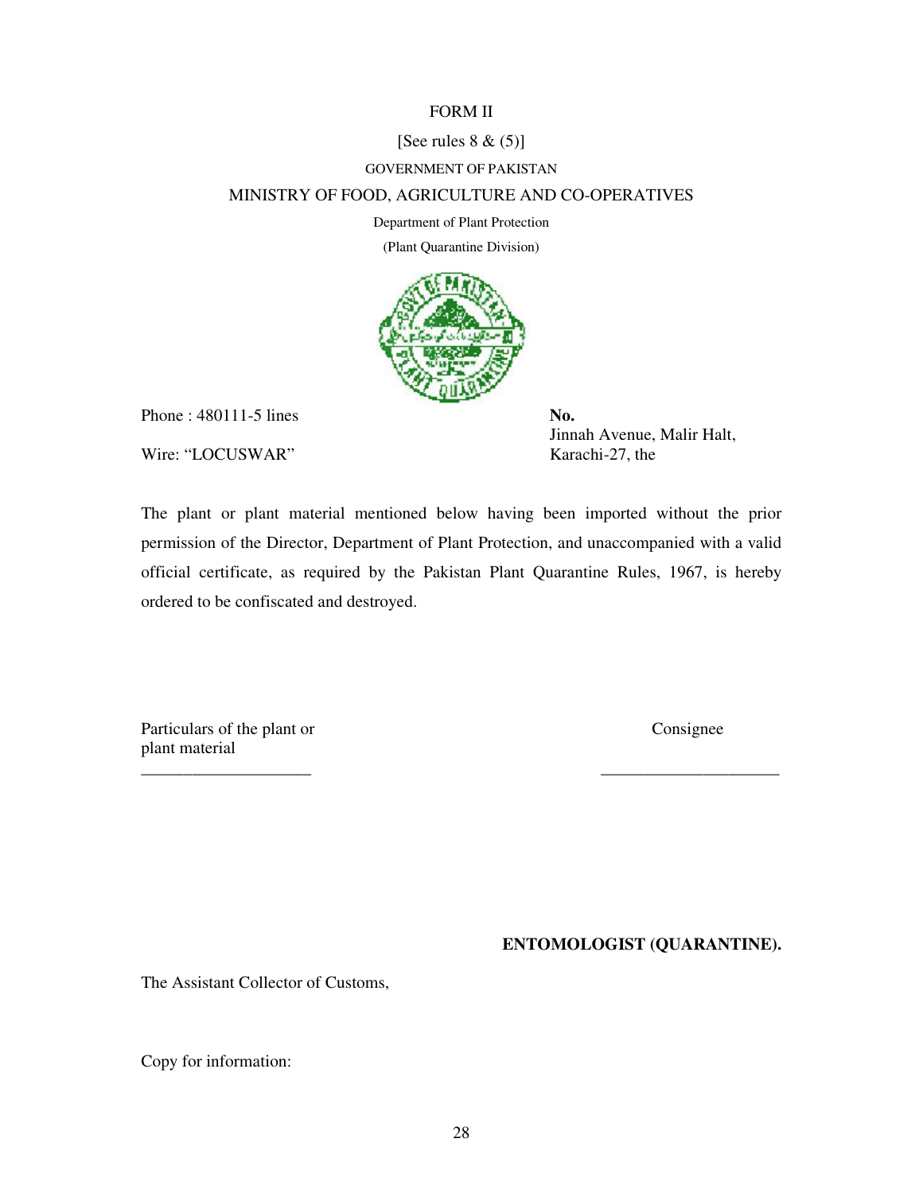FORM II

[See rules 8 & (5)]

GOVERNMENT OF PAKISTAN

MINISTRY OF FOOD, AGRICULTURE AND CO-OPERATIVES

Department of Plant Protection

(Plant Quarantine Division)

Phone : 480111-5 lines

Wire: “LOCUSWAR”

**No.**
Jinnah Avenue, Malir Halt,
Karachi-27, the

The plant or plant material mentioned below having been imported without the prior permission of the Director, Department of Plant Protection, and unaccompanied with a valid official certificate, as required by the Pakistan Plant Quarantine Rules, 1967, is hereby ordered to be confiscated and destroyed.

| Particulars of the plant or plant material | Consignee |
| --- | --- |
| ____________________ | ____________________ |

**ENTOMOLOGIST (QUARANTINE).**

The Assistant Collector of Customs,

Copy for information: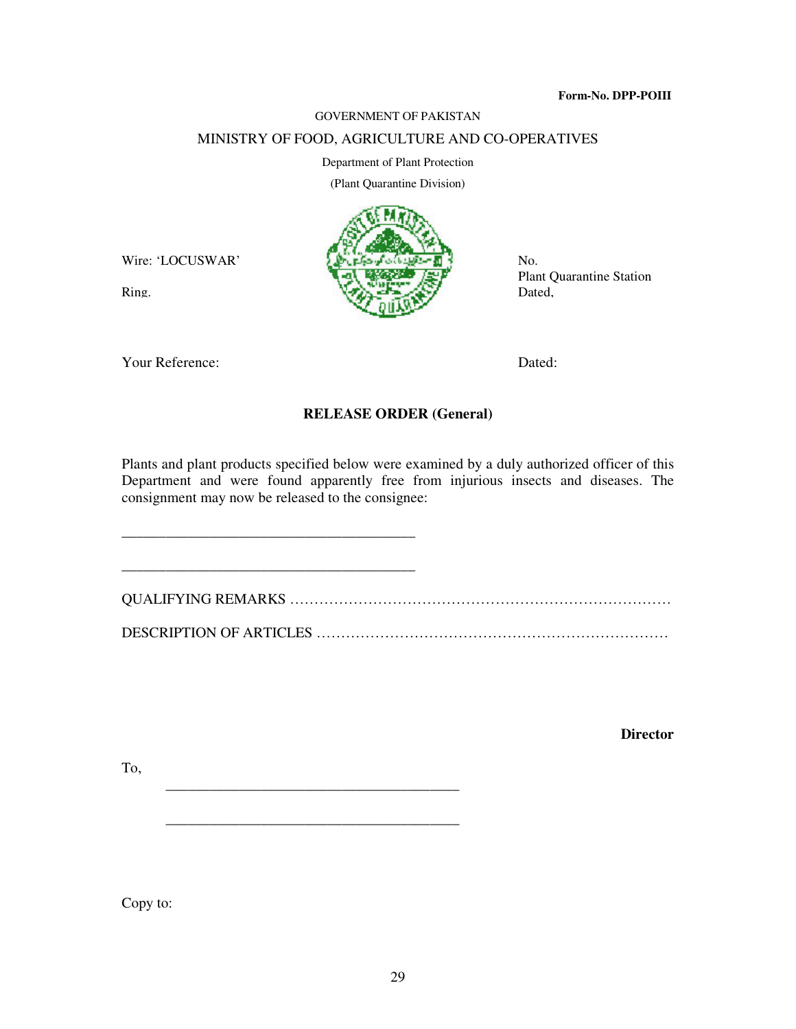**Form-No. DPP-POIII**

GOVERNMENT OF PAKISTAN

MINISTRY OF FOOD, AGRICULTURE AND CO-OPERATIVES

Department of Plant Protection

(Plant Quarantine Division)

Wire: 'LOCUSWAR'

Ring.

No.
Plant Quarantine Station
Dated,

Your Reference:

Dated:

**RELEASE ORDER (General)**

Plants and plant products specified below were examined by a duly authorized officer of this Department and were found apparently free from injurious insects and diseases. The consignment may now be released to the consignee:

_______________________________________

_______________________________________

QUALIFYING REMARKS ……………………………………………………………………

DESCRIPTION OF ARTICLES ……………………………………………………………

**Director**

To,

_______________________________________

_______________________________________

Copy to: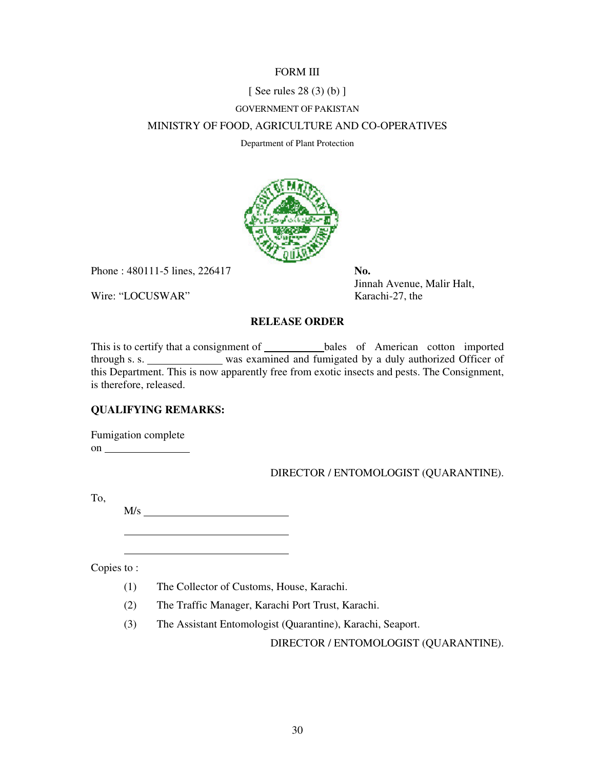FORM III

[ See rules 28 (3) (b) ]

GOVERNMENT OF PAKISTAN

MINISTRY OF FOOD, AGRICULTURE AND CO-OPERATIVES

Department of Plant Protection

Phone : 480111-5 lines, 226417

Wire: "LOCUSWAR"

**No.**

Jinnah Avenue, Malir Halt,
Karachi-27, the

**RELEASE ORDER**

This is to certify that a consignment of ___________bales of American cotton imported through s. s. ______________ was examined and fumigated by a duly authorized Officer of this Department. This is now apparently free from exotic insects and pests. The Consignment, is therefore, released.

**QUALIFYING REMARKS:**

Fumigation complete
on ________________

DIRECTOR / ENTOMOLOGIST (QUARANTINE).

To,

M/s ____________________________

________________________________

________________________________

Copies to :

(1) The Collector of Customs, House, Karachi.

(2) The Traffic Manager, Karachi Port Trust, Karachi.

(3) The Assistant Entomologist (Quarantine), Karachi, Seaport.

DIRECTOR / ENTOMOLOGIST (QUARANTINE).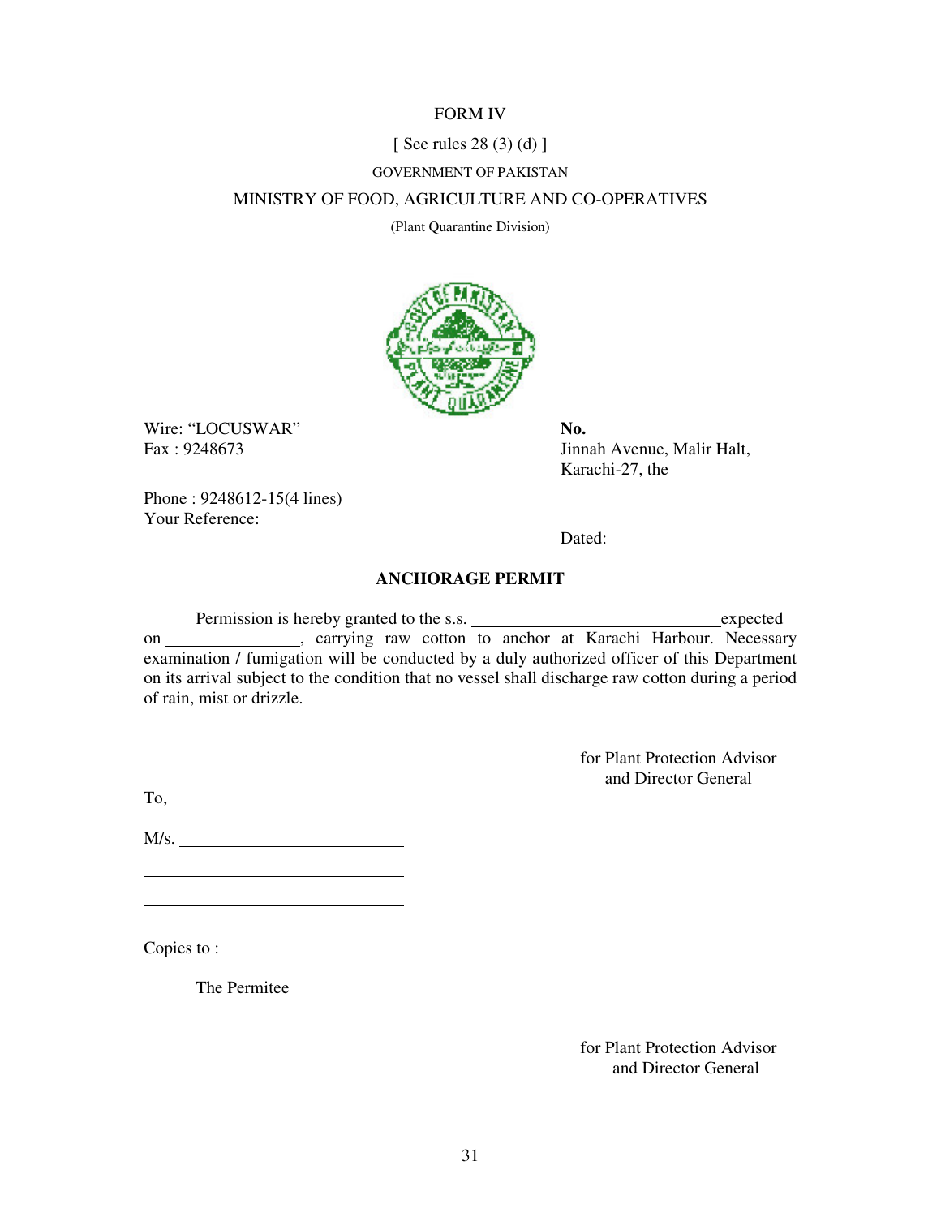FORM IV

[ See rules 28 (3) (d) ]

GOVERNMENT OF PAKISTAN

MINISTRY OF FOOD, AGRICULTURE AND CO-OPERATIVES

(Plant Quarantine Division)

Wire: "LOCUSWAR"
Fax : 9248673

Phone : 9248612-15(4 lines)
Your Reference:

**No.**
Jinnah Avenue, Malir Halt,
Karachi-27, the

Dated:

## ANCHORAGE PERMIT

Permission is hereby granted to the s.s. ______________________ expected on ______________, carrying raw cotton to anchor at Karachi Harbour. Necessary examination / fumigation will be conducted by a duly authorized officer of this Department on its arrival subject to the condition that no vessel shall discharge raw cotton during a period of rain, mist or drizzle.

for Plant Protection Advisor
and Director General

To,

M/s. ______________________

______________________

______________________

Copies to :

The Permitee

for Plant Protection Advisor
and Director General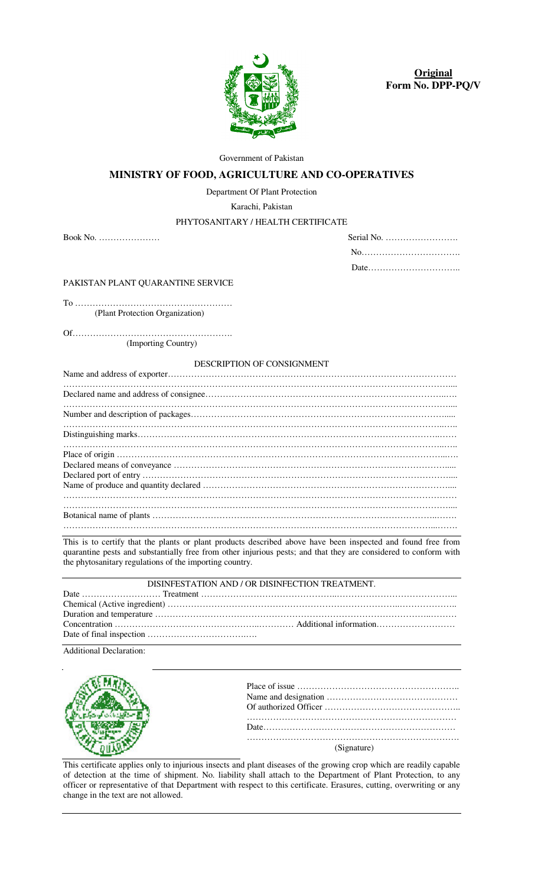**Original**
**Form No. DPP-PQ/V**

Government of Pakistan

## MINISTRY OF FOOD, AGRICULTURE AND CO-OPERATIVES

Department Of Plant Protection

Karachi, Pakistan

PHYTOSANITARY / HEALTH CERTIFICATE

Book No. …………………

Serial No. …………………….

No…………………………….

Date…………………………..

PAKISTAN PLANT QUARANTINE SERVICE

To ………………………………………………
(Plant Protection Organization)

Of……………………………………………….
(Importing Country)

DESCRIPTION OF CONSIGNMENT

Name and address of exporter……………………………………………………………………………………
……………………………………………………………………………………………………………………...
Declared name and address of consignee………………………………………………………………………….
……………………………………………………………………………………………………………………...
Number and description of packages……………………………………………………………………………..
…………………………………………………………………………………………………………………….
Distinguishing marks……………………………………………………………………………………………….
…………………………………………………………………………………………………………………….
Place of origin …………………………………………………………………………………………………….
Declared means of conveyance ……………………………………………………………………………….....
Declared port of entry ……………………………………………………………………………………………...
Name of produce and quantity declared …………………………………………………………………………....
……………………………………………………………………………………………………………………
……………………………………………………………………………………………………………………...
Botanical name of plants ………………………………………………………………………………………….
……………………………………………………………………………………………………………………

This is to certify that the plants or plant products described above have been inspected and found free from quarantine pests and substantially free from other injurious pests; and that they are considered to conform with the phytosanitary regulations of the importing country.

DISINFESTATION AND / OR DISINFECTION TREATMENT.

Date ……………………… Treatment …………………………………………………………………………...
Chemical (Active ingredient) ……………………………………………………………………………………..
Duration and temperature ………………………………………………………………………………………….
Concentration ……………………………………………… Additional information………………………
Date of final inspection ………………………………..

Additional Declaration:

Place of issue ………………………………………………..
Name and designation ………………………………………
Of authorized Officer ………………………………………..
……………………………………………………………
Date…………………………………………………………
…………………………………………………………….
(Signature)

This certificate applies only to injurious insects and plant diseases of the growing crop which are readily capable of detection at the time of shipment. No. liability shall attach to the Department of Plant Protection, to any officer or representative of that Department with respect to this certificate. Erasures, cutting, overwriting or any change in the text are not allowed.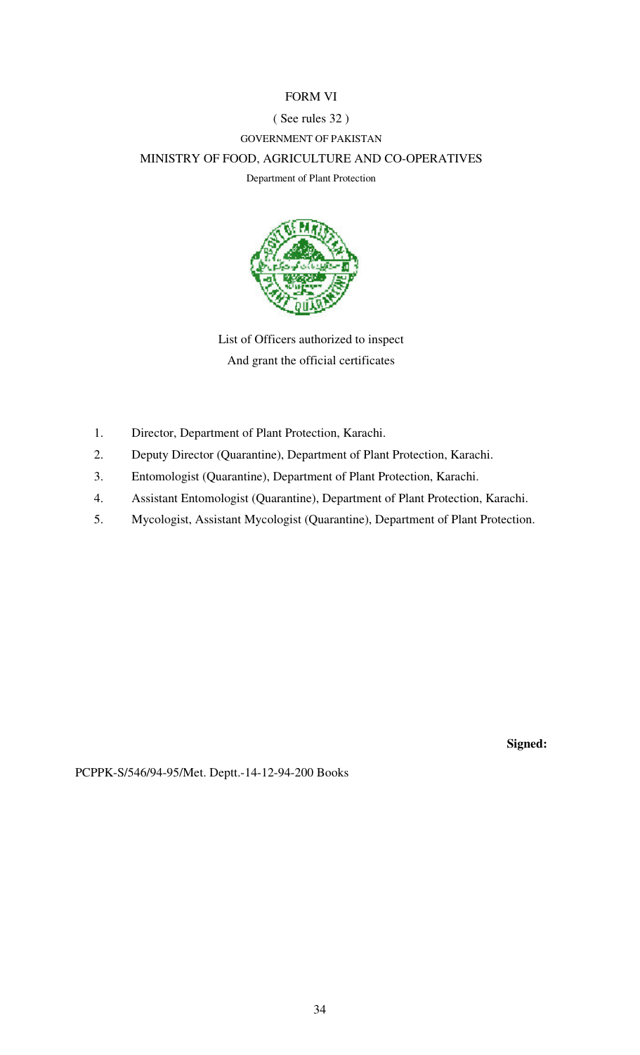# FORM VI

( See rules 32 )

GOVERNMENT OF PAKISTAN

## MINISTRY OF FOOD, AGRICULTURE AND CO-OPERATIVES

Department of Plant Protection

List of Officers authorized to inspect
And grant the official certificates

1. Director, Department of Plant Protection, Karachi.
2. Deputy Director (Quarantine), Department of Plant Protection, Karachi.
3. Entomologist (Quarantine), Department of Plant Protection, Karachi.
4. Assistant Entomologist (Quarantine), Department of Plant Protection, Karachi.
5. Mycologist, Assistant Mycologist (Quarantine), Department of Plant Protection.

**Signed:**

PCPPK-S/546/94-95/Met. Deptt.-14-12-94-200 Books